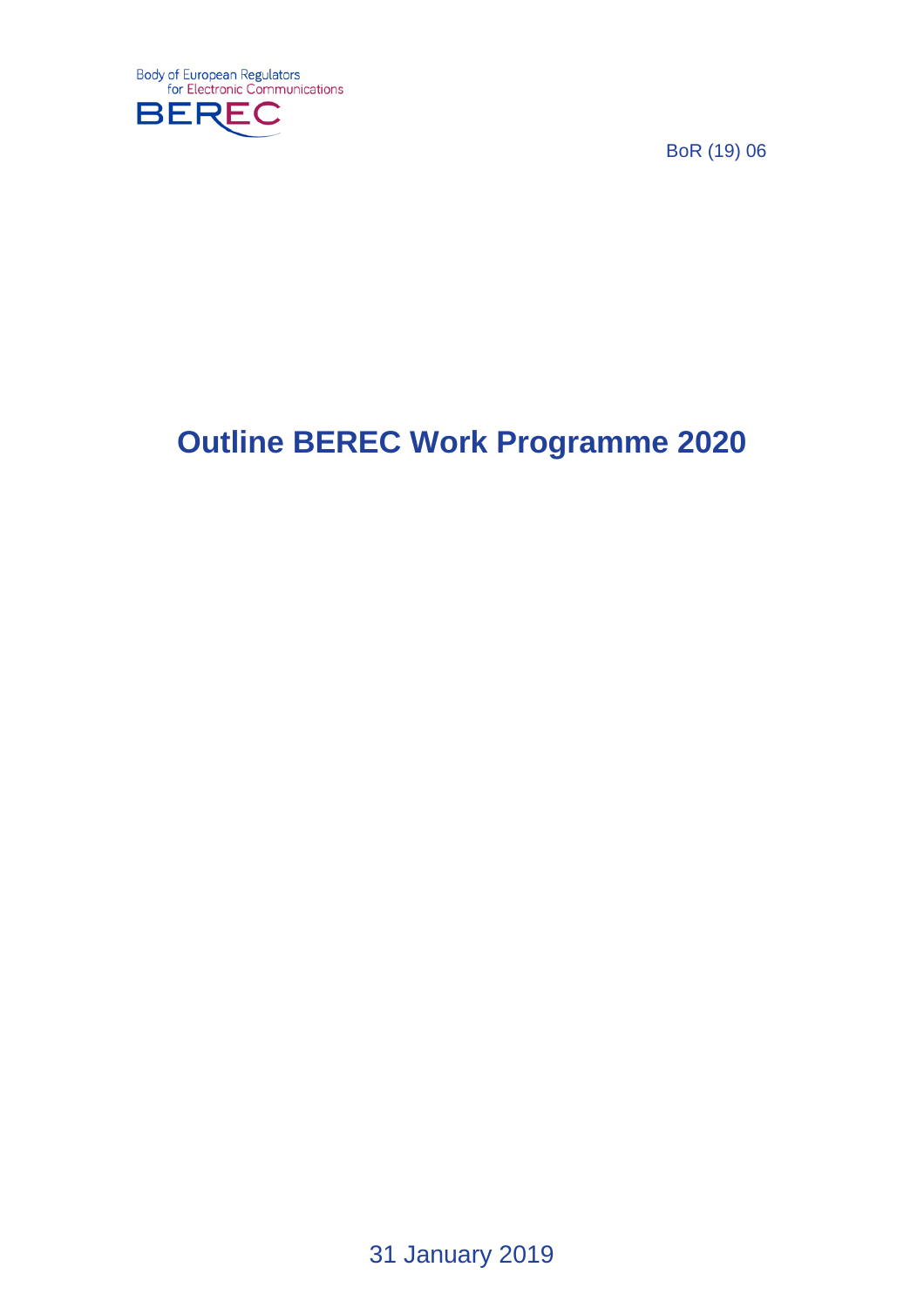Body of European Regulators
for Electronic Communications

BEREC

BoR (19) 06

# Outline BEREC Work Programme 2020

31 January 2019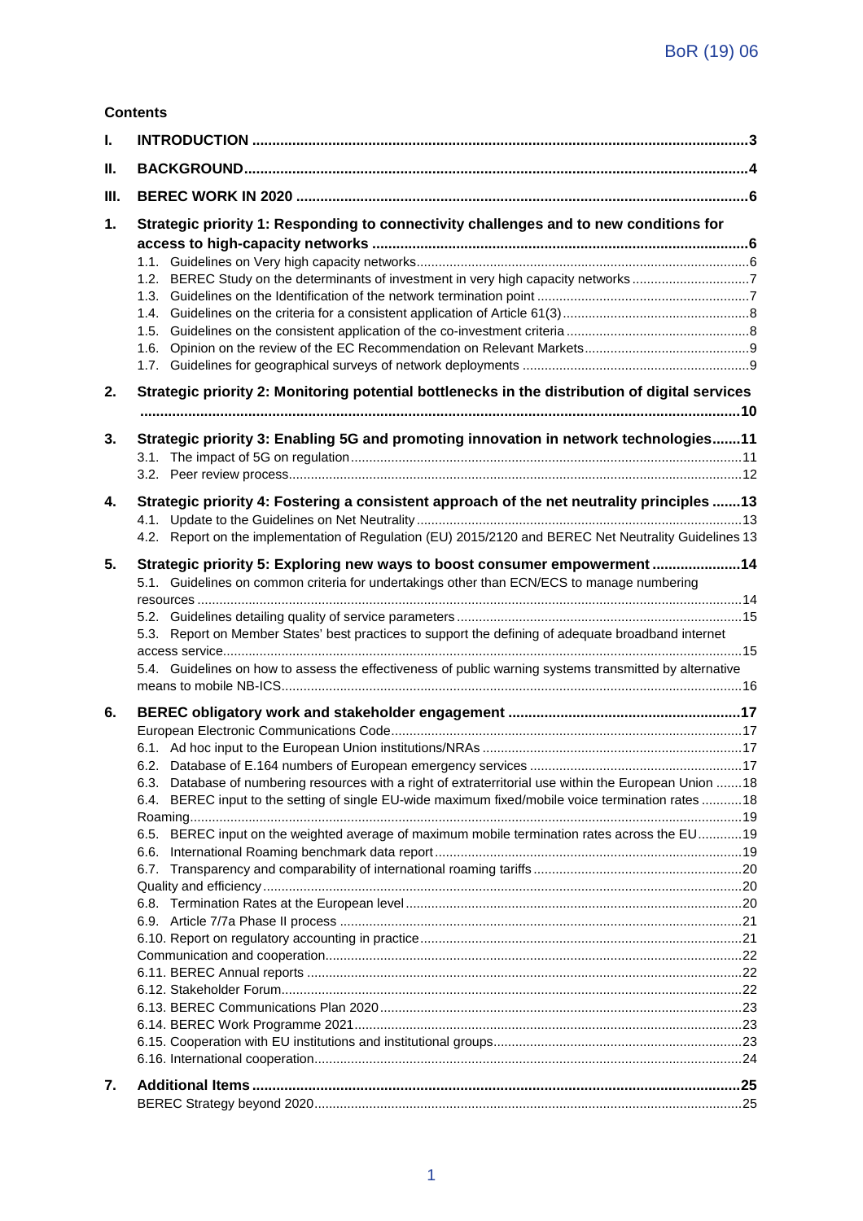**Contents**

I. **INTRODUCTION** ........................................................................................................................3

II. **BACKGROUND**.........................................................................................................................4

III. **BEREC WORK IN 2020** ..............................................................................................................6

1. **Strategic priority 1: Responding to connectivity challenges and to new conditions for access to high-capacity networks** ..........................................................................................6
   - 1.1. Guidelines on Very high capacity networks.............................................................................6
   - 1.2. BEREC Study on the determinants of investment in very high capacity networks ..................7
   - 1.3. Guidelines on the Identification of the network termination point ............................................7
   - 1.4. Guidelines on the criteria for a consistent application of Article 61(3)......................................8
   - 1.5. Guidelines on the consistent application of the co-investment criteria .....................................8
   - 1.6. Opinion on the review of the EC Recommendation on Relevant Markets................................9
   - 1.7. Guidelines for geographical surveys of network deployments .................................................9

2. **Strategic priority 2: Monitoring potential bottlenecks in the distribution of digital services** ......................................................................................................................................10

3. **Strategic priority 3: Enabling 5G and promoting innovation in network technologies**.......11
   - 3.1. The impact of 5G on regulation.............................................................................................11
   - 3.2. Peer review process...............................................................................................................12

4. **Strategic priority 4: Fostering a consistent approach of the net neutrality principles** .......13
   - 4.1. Update to the Guidelines on Net Neutrality............................................................................13
   - 4.2. Report on the implementation of Regulation (EU) 2015/2120 and BEREC Net Neutrality Guidelines 13

5. **Strategic priority 5: Exploring new ways to boost consumer empowerment** ......................14
   - 5.1. Guidelines on common criteria for undertakings other than ECN/ECS to manage numbering resources ....................................................................................................................................14
   - 5.2. Guidelines detailing quality of service parameters.................................................................15
   - 5.3. Report on Member States' best practices to support the defining of adequate broadband internet access service..............................................................................................................................15
   - 5.4. Guidelines on how to assess the effectiveness of public warning systems transmitted by alternative means to mobile NB-ICS...............................................................................................................16

6. **BEREC obligatory work and stakeholder engagement** ..........................................................17
   - European Electronic Communications Code...............................................................................17
   - 6.1. Ad hoc input to the European Union institutions/NRAs ..........................................................17
   - 6.2. Database of E.164 numbers of European emergency services .............................................17
   - 6.3. Database of numbering resources with a right of extraterritorial use within the European Union .......18
   - 6.4. BEREC input to the setting of single EU-wide maximum fixed/mobile voice termination rates ...........18
   - Roaming......................................................................................................................................19
   - 6.5. BEREC input on the weighted average of maximum mobile termination rates across the EU............19
   - 6.6. International Roaming benchmark data report........................................................................19
   - 6.7. Transparency and comparability of international roaming tariffs ............................................20
   - Quality and efficiency ....................................................................................................................20
   - 6.8. Termination Rates at the European level ...............................................................................20
   - 6.9. Article 7/7a Phase II process .................................................................................................21
   - 6.10. Report on regulatory accounting in practice..........................................................................21
   - Communication and cooperation..................................................................................................22
   - 6.11. BEREC Annual reports .........................................................................................................22
   - 6.12. Stakeholder Forum...............................................................................................................22
   - 6.13. BEREC Communications Plan 2020 ....................................................................................23
   - 6.14. BEREC Work Programme 2021............................................................................................23
   - 6.15. Cooperation with EU institutions and institutional groups.....................................................23
   - 6.16. International cooperation.......................................................................................................24

7. **Additional Items** ..........................................................................................................................25
   - BEREC Strategy beyond 2020......................................................................................................25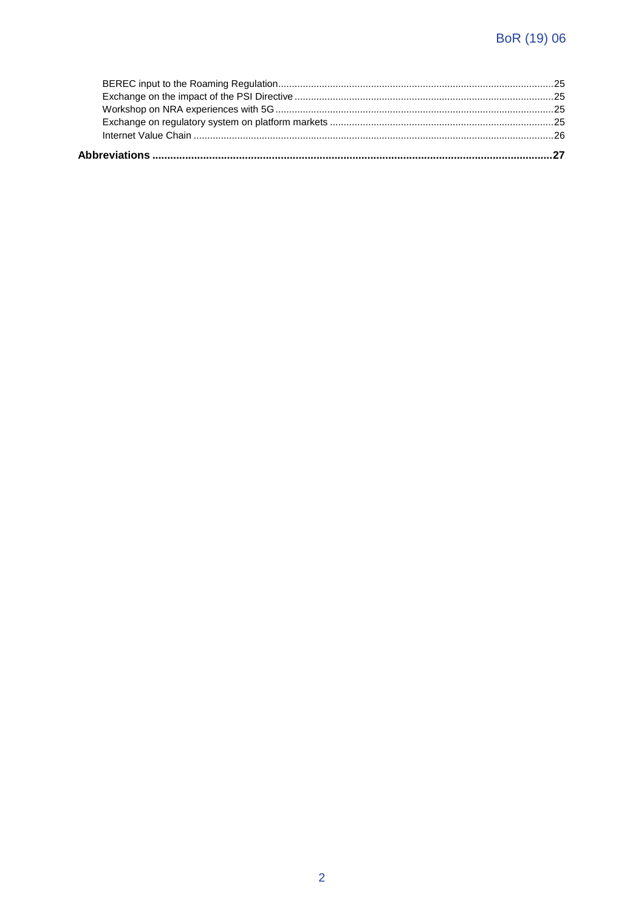BEREC input to the Roaming Regulation .......... 25
Exchange on the impact of the PSI Directive .......... 25
Workshop on NRA experiences with 5G .......... 25
Exchange on regulatory system on platform markets .......... 25
Internet Value Chain .......... 26

**Abbreviations .......... 27**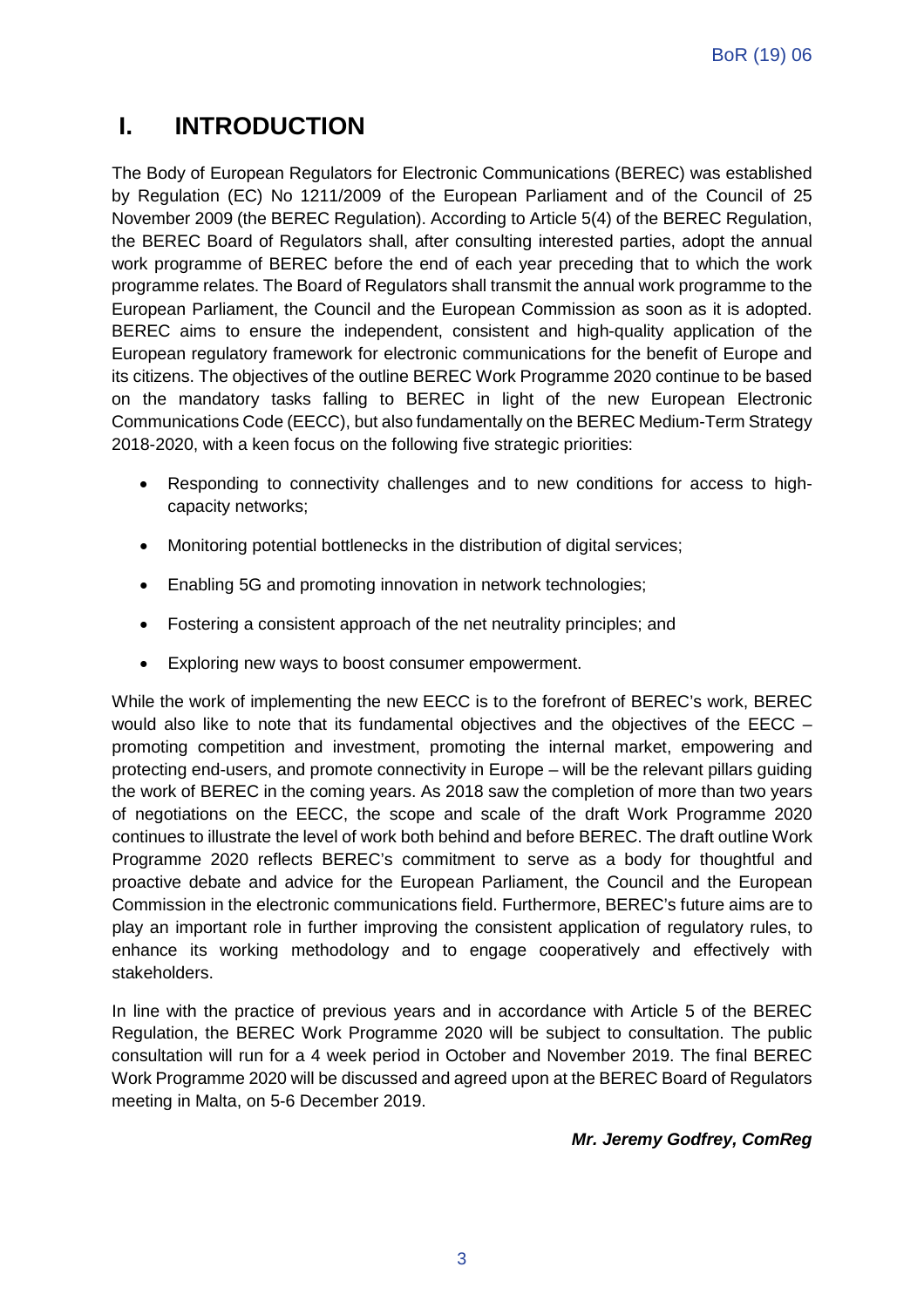# I. INTRODUCTION

The Body of European Regulators for Electronic Communications (BEREC) was established by Regulation (EC) No 1211/2009 of the European Parliament and of the Council of 25 November 2009 (the BEREC Regulation). According to Article 5(4) of the BEREC Regulation, the BEREC Board of Regulators shall, after consulting interested parties, adopt the annual work programme of BEREC before the end of each year preceding that to which the work programme relates. The Board of Regulators shall transmit the annual work programme to the European Parliament, the Council and the European Commission as soon as it is adopted. BEREC aims to ensure the independent, consistent and high-quality application of the European regulatory framework for electronic communications for the benefit of Europe and its citizens. The objectives of the outline BEREC Work Programme 2020 continue to be based on the mandatory tasks falling to BEREC in light of the new European Electronic Communications Code (EECC), but also fundamentally on the BEREC Medium-Term Strategy 2018-2020, with a keen focus on the following five strategic priorities:

- Responding to connectivity challenges and to new conditions for access to high-capacity networks;
- Monitoring potential bottlenecks in the distribution of digital services;
- Enabling 5G and promoting innovation in network technologies;
- Fostering a consistent approach of the net neutrality principles; and
- Exploring new ways to boost consumer empowerment.

While the work of implementing the new EECC is to the forefront of BEREC's work, BEREC would also like to note that its fundamental objectives and the objectives of the EECC – promoting competition and investment, promoting the internal market, empowering and protecting end-users, and promote connectivity in Europe – will be the relevant pillars guiding the work of BEREC in the coming years. As 2018 saw the completion of more than two years of negotiations on the EECC, the scope and scale of the draft Work Programme 2020 continues to illustrate the level of work both behind and before BEREC. The draft outline Work Programme 2020 reflects BEREC's commitment to serve as a body for thoughtful and proactive debate and advice for the European Parliament, the Council and the European Commission in the electronic communications field. Furthermore, BEREC's future aims are to play an important role in further improving the consistent application of regulatory rules, to enhance its working methodology and to engage cooperatively and effectively with stakeholders.

In line with the practice of previous years and in accordance with Article 5 of the BEREC Regulation, the BEREC Work Programme 2020 will be subject to consultation. The public consultation will run for a 4 week period in October and November 2019. The final BEREC Work Programme 2020 will be discussed and agreed upon at the BEREC Board of Regulators meeting in Malta, on 5-6 December 2019.

***Mr. Jeremy Godfrey, ComReg***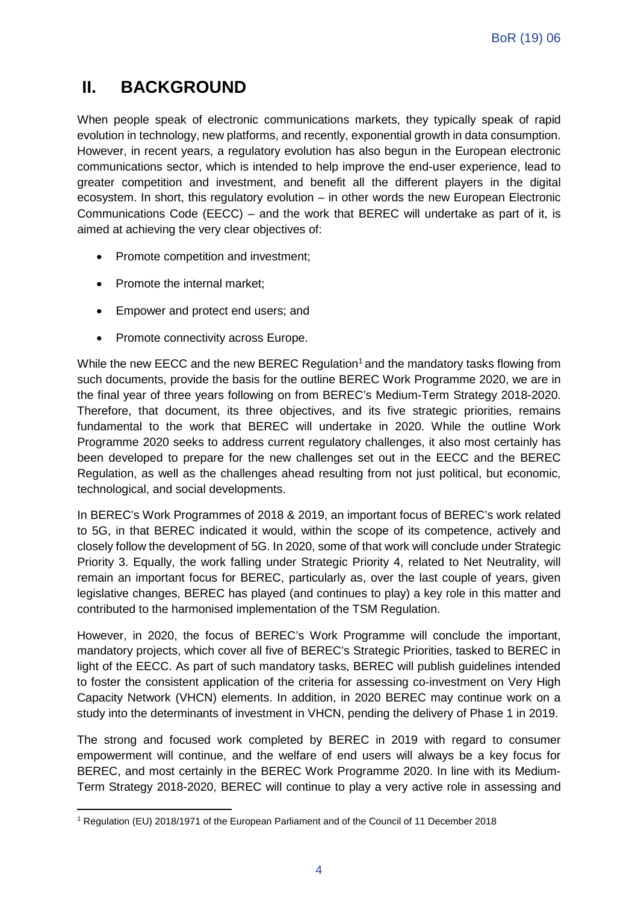## II. BACKGROUND

When people speak of electronic communications markets, they typically speak of rapid evolution in technology, new platforms, and recently, exponential growth in data consumption. However, in recent years, a regulatory evolution has also begun in the European electronic communications sector, which is intended to help improve the end-user experience, lead to greater competition and investment, and benefit all the different players in the digital ecosystem. In short, this regulatory evolution – in other words the new European Electronic Communications Code (EECC) – and the work that BEREC will undertake as part of it, is aimed at achieving the very clear objectives of:

- Promote competition and investment;
- Promote the internal market;
- Empower and protect end users; and
- Promote connectivity across Europe.

While the new EECC and the new BEREC Regulation[1] and the mandatory tasks flowing from such documents, provide the basis for the outline BEREC Work Programme 2020, we are in the final year of three years following on from BEREC's Medium-Term Strategy 2018-2020. Therefore, that document, its three objectives, and its five strategic priorities, remains fundamental to the work that BEREC will undertake in 2020. While the outline Work Programme 2020 seeks to address current regulatory challenges, it also most certainly has been developed to prepare for the new challenges set out in the EECC and the BEREC Regulation, as well as the challenges ahead resulting from not just political, but economic, technological, and social developments.

In BEREC's Work Programmes of 2018 & 2019, an important focus of BEREC's work related to 5G, in that BEREC indicated it would, within the scope of its competence, actively and closely follow the development of 5G. In 2020, some of that work will conclude under Strategic Priority 3. Equally, the work falling under Strategic Priority 4, related to Net Neutrality, will remain an important focus for BEREC, particularly as, over the last couple of years, given legislative changes, BEREC has played (and continues to play) a key role in this matter and contributed to the harmonised implementation of the TSM Regulation.

However, in 2020, the focus of BEREC's Work Programme will conclude the important, mandatory projects, which cover all five of BEREC's Strategic Priorities, tasked to BEREC in light of the EECC. As part of such mandatory tasks, BEREC will publish guidelines intended to foster the consistent application of the criteria for assessing co-investment on Very High Capacity Network (VHCN) elements. In addition, in 2020 BEREC may continue work on a study into the determinants of investment in VHCN, pending the delivery of Phase 1 in 2019.

The strong and focused work completed by BEREC in 2019 with regard to consumer empowerment will continue, and the welfare of end users will always be a key focus for BEREC, and most certainly in the BEREC Work Programme 2020. In line with its Medium-Term Strategy 2018-2020, BEREC will continue to play a very active role in assessing and

[1] Regulation (EU) 2018/1971 of the European Parliament and of the Council of 11 December 2018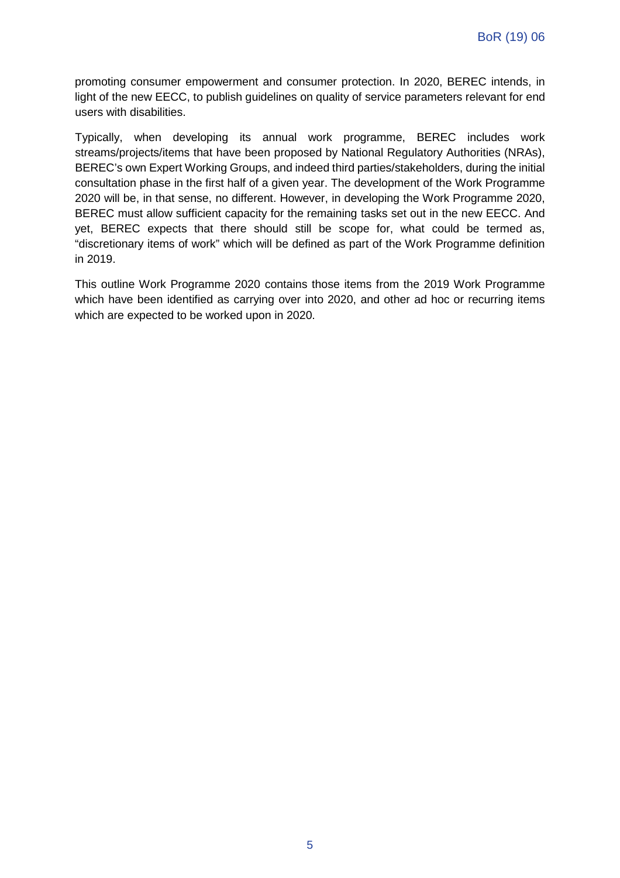promoting consumer empowerment and consumer protection. In 2020, BEREC intends, in light of the new EECC, to publish guidelines on quality of service parameters relevant for end users with disabilities.

Typically, when developing its annual work programme, BEREC includes work streams/projects/items that have been proposed by National Regulatory Authorities (NRAs), BEREC's own Expert Working Groups, and indeed third parties/stakeholders, during the initial consultation phase in the first half of a given year. The development of the Work Programme 2020 will be, in that sense, no different. However, in developing the Work Programme 2020, BEREC must allow sufficient capacity for the remaining tasks set out in the new EECC. And yet, BEREC expects that there should still be scope for, what could be termed as, "discretionary items of work" which will be defined as part of the Work Programme definition in 2019.

This outline Work Programme 2020 contains those items from the 2019 Work Programme which have been identified as carrying over into 2020, and other ad hoc or recurring items which are expected to be worked upon in 2020.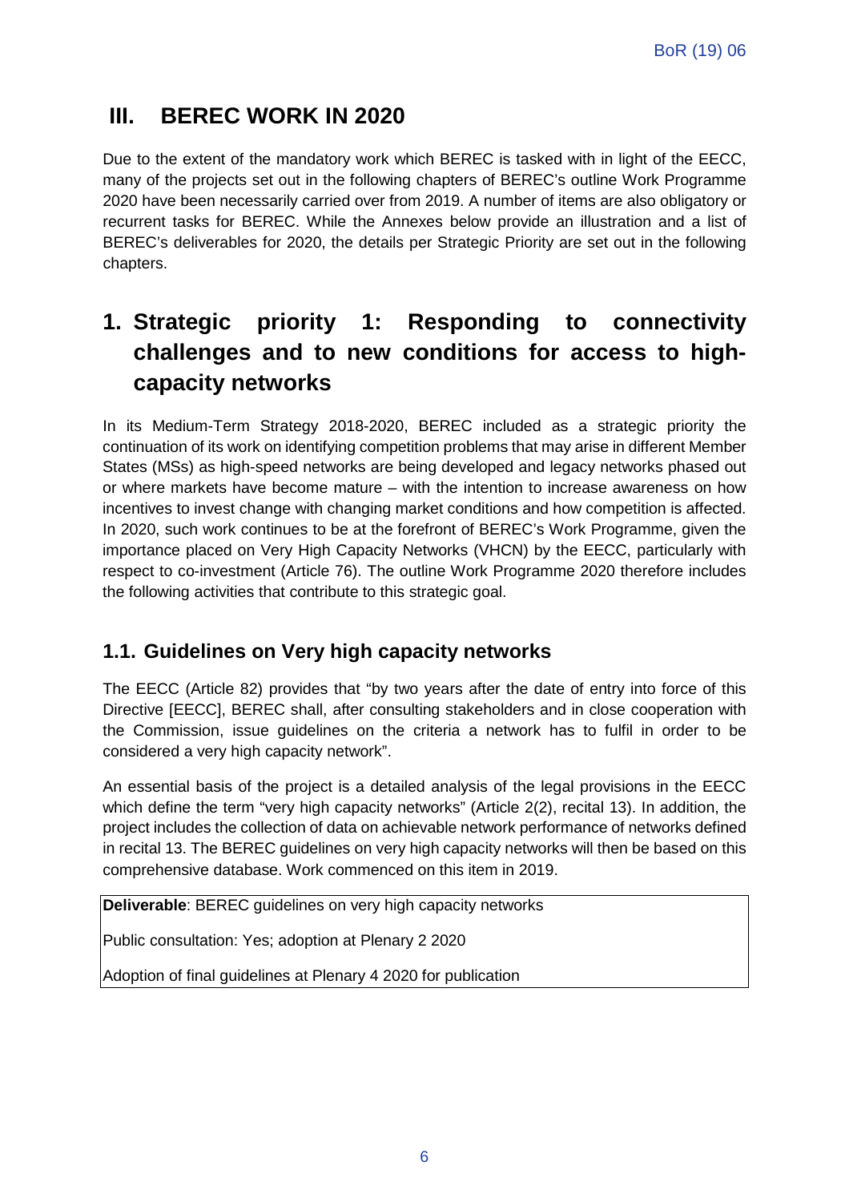# III. BEREC WORK IN 2020

Due to the extent of the mandatory work which BEREC is tasked with in light of the EECC, many of the projects set out in the following chapters of BEREC's outline Work Programme 2020 have been necessarily carried over from 2019. A number of items are also obligatory or recurrent tasks for BEREC. While the Annexes below provide an illustration and a list of BEREC's deliverables for 2020, the details per Strategic Priority are set out in the following chapters.

# 1. Strategic priority 1: Responding to connectivity challenges and to new conditions for access to high-capacity networks

In its Medium-Term Strategy 2018-2020, BEREC included as a strategic priority the continuation of its work on identifying competition problems that may arise in different Member States (MSs) as high-speed networks are being developed and legacy networks phased out or where markets have become mature – with the intention to increase awareness on how incentives to invest change with changing market conditions and how competition is affected. In 2020, such work continues to be at the forefront of BEREC's Work Programme, given the importance placed on Very High Capacity Networks (VHCN) by the EECC, particularly with respect to co-investment (Article 76). The outline Work Programme 2020 therefore includes the following activities that contribute to this strategic goal.

## 1.1. Guidelines on Very high capacity networks

The EECC (Article 82) provides that "by two years after the date of entry into force of this Directive [EECC], BEREC shall, after consulting stakeholders and in close cooperation with the Commission, issue guidelines on the criteria a network has to fulfil in order to be considered a very high capacity network".

An essential basis of the project is a detailed analysis of the legal provisions in the EECC which define the term "very high capacity networks" (Article 2(2), recital 13). In addition, the project includes the collection of data on achievable network performance of networks defined in recital 13. The BEREC guidelines on very high capacity networks will then be based on this comprehensive database. Work commenced on this item in 2019.

**Deliverable**: BEREC guidelines on very high capacity networks

Public consultation: Yes; adoption at Plenary 2 2020

Adoption of final guidelines at Plenary 4 2020 for publication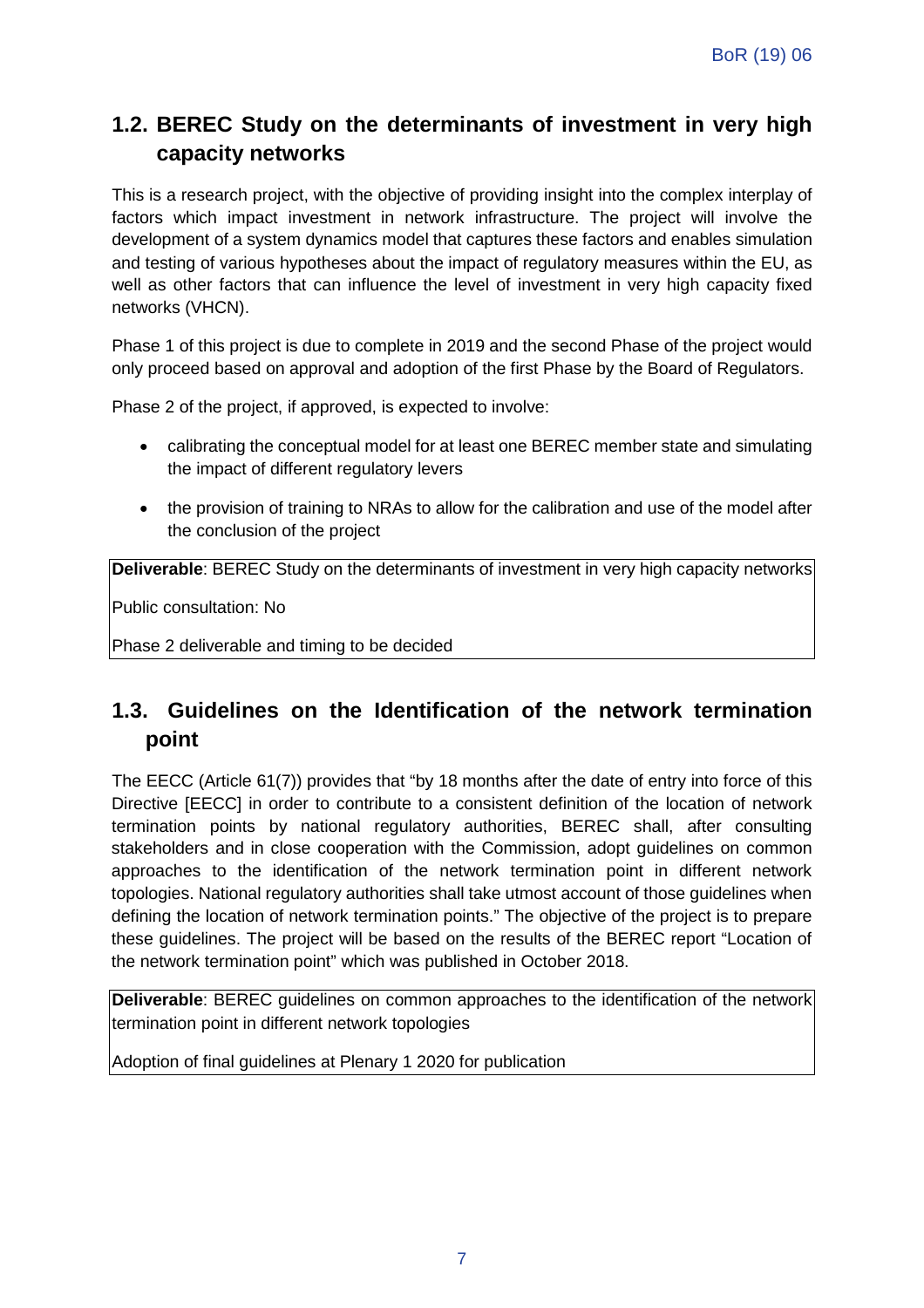## 1.2. BEREC Study on the determinants of investment in very high capacity networks

This is a research project, with the objective of providing insight into the complex interplay of factors which impact investment in network infrastructure. The project will involve the development of a system dynamics model that captures these factors and enables simulation and testing of various hypotheses about the impact of regulatory measures within the EU, as well as other factors that can influence the level of investment in very high capacity fixed networks (VHCN).

Phase 1 of this project is due to complete in 2019 and the second Phase of the project would only proceed based on approval and adoption of the first Phase by the Board of Regulators.

Phase 2 of the project, if approved, is expected to involve:

- calibrating the conceptual model for at least one BEREC member state and simulating the impact of different regulatory levers
- the provision of training to NRAs to allow for the calibration and use of the model after the conclusion of the project

**Deliverable**: BEREC Study on the determinants of investment in very high capacity networks

Public consultation: No

Phase 2 deliverable and timing to be decided

## 1.3. Guidelines on the Identification of the network termination point

The EECC (Article 61(7)) provides that "by 18 months after the date of entry into force of this Directive [EECC] in order to contribute to a consistent definition of the location of network termination points by national regulatory authorities, BEREC shall, after consulting stakeholders and in close cooperation with the Commission, adopt guidelines on common approaches to the identification of the network termination point in different network topologies. National regulatory authorities shall take utmost account of those guidelines when defining the location of network termination points." The objective of the project is to prepare these guidelines. The project will be based on the results of the BEREC report "Location of the network termination point" which was published in October 2018.

**Deliverable**: BEREC guidelines on common approaches to the identification of the network termination point in different network topologies

Adoption of final guidelines at Plenary 1 2020 for publication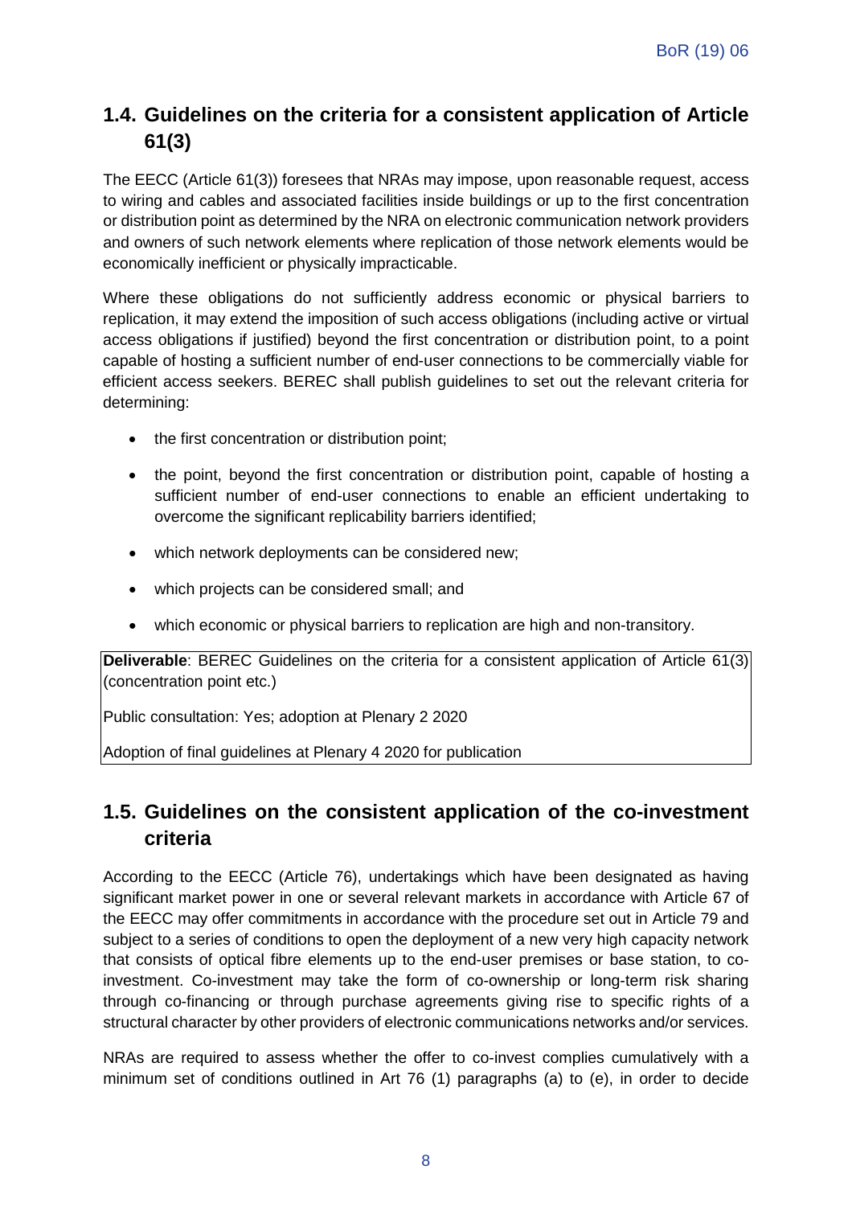## 1.4. Guidelines on the criteria for a consistent application of Article 61(3)

The EECC (Article 61(3)) foresees that NRAs may impose, upon reasonable request, access to wiring and cables and associated facilities inside buildings or up to the first concentration or distribution point as determined by the NRA on electronic communication network providers and owners of such network elements where replication of those network elements would be economically inefficient or physically impracticable.

Where these obligations do not sufficiently address economic or physical barriers to replication, it may extend the imposition of such access obligations (including active or virtual access obligations if justified) beyond the first concentration or distribution point, to a point capable of hosting a sufficient number of end-user connections to be commercially viable for efficient access seekers. BEREC shall publish guidelines to set out the relevant criteria for determining:

- the first concentration or distribution point;
- the point, beyond the first concentration or distribution point, capable of hosting a sufficient number of end-user connections to enable an efficient undertaking to overcome the significant replicability barriers identified;
- which network deployments can be considered new;
- which projects can be considered small; and
- which economic or physical barriers to replication are high and non-transitory.

**Deliverable**: BEREC Guidelines on the criteria for a consistent application of Article 61(3) (concentration point etc.)

Public consultation: Yes; adoption at Plenary 2 2020

Adoption of final guidelines at Plenary 4 2020 for publication

## 1.5. Guidelines on the consistent application of the co-investment criteria

According to the EECC (Article 76), undertakings which have been designated as having significant market power in one or several relevant markets in accordance with Article 67 of the EECC may offer commitments in accordance with the procedure set out in Article 79 and subject to a series of conditions to open the deployment of a new very high capacity network that consists of optical fibre elements up to the end-user premises or base station, to co-investment. Co-investment may take the form of co-ownership or long-term risk sharing through co-financing or through purchase agreements giving rise to specific rights of a structural character by other providers of electronic communications networks and/or services.

NRAs are required to assess whether the offer to co-invest complies cumulatively with a minimum set of conditions outlined in Art 76 (1) paragraphs (a) to (e), in order to decide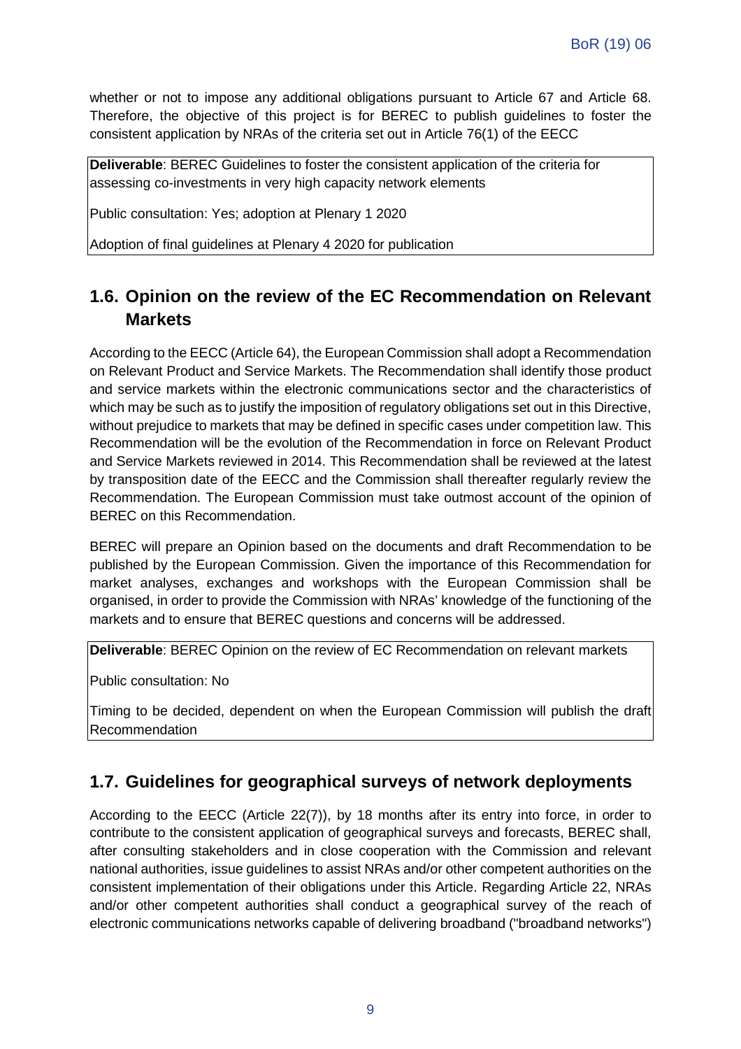whether or not to impose any additional obligations pursuant to Article 67 and Article 68. Therefore, the objective of this project is for BEREC to publish guidelines to foster the consistent application by NRAs of the criteria set out in Article 76(1) of the EECC

> **Deliverable**: BEREC Guidelines to foster the consistent application of the criteria for assessing co-investments in very high capacity network elements
>
> Public consultation: Yes; adoption at Plenary 1 2020
>
> Adoption of final guidelines at Plenary 4 2020 for publication

## 1.6. Opinion on the review of the EC Recommendation on Relevant Markets

According to the EECC (Article 64), the European Commission shall adopt a Recommendation on Relevant Product and Service Markets. The Recommendation shall identify those product and service markets within the electronic communications sector and the characteristics of which may be such as to justify the imposition of regulatory obligations set out in this Directive, without prejudice to markets that may be defined in specific cases under competition law. This Recommendation will be the evolution of the Recommendation in force on Relevant Product and Service Markets reviewed in 2014. This Recommendation shall be reviewed at the latest by transposition date of the EECC and the Commission shall thereafter regularly review the Recommendation. The European Commission must take outmost account of the opinion of BEREC on this Recommendation.

BEREC will prepare an Opinion based on the documents and draft Recommendation to be published by the European Commission. Given the importance of this Recommendation for market analyses, exchanges and workshops with the European Commission shall be organised, in order to provide the Commission with NRAs' knowledge of the functioning of the markets and to ensure that BEREC questions and concerns will be addressed.

> **Deliverable**: BEREC Opinion on the review of EC Recommendation on relevant markets
>
> Public consultation: No
>
> Timing to be decided, dependent on when the European Commission will publish the draft Recommendation

## 1.7. Guidelines for geographical surveys of network deployments

According to the EECC (Article 22(7)), by 18 months after its entry into force, in order to contribute to the consistent application of geographical surveys and forecasts, BEREC shall, after consulting stakeholders and in close cooperation with the Commission and relevant national authorities, issue guidelines to assist NRAs and/or other competent authorities on the consistent implementation of their obligations under this Article. Regarding Article 22, NRAs and/or other competent authorities shall conduct a geographical survey of the reach of electronic communications networks capable of delivering broadband ("broadband networks")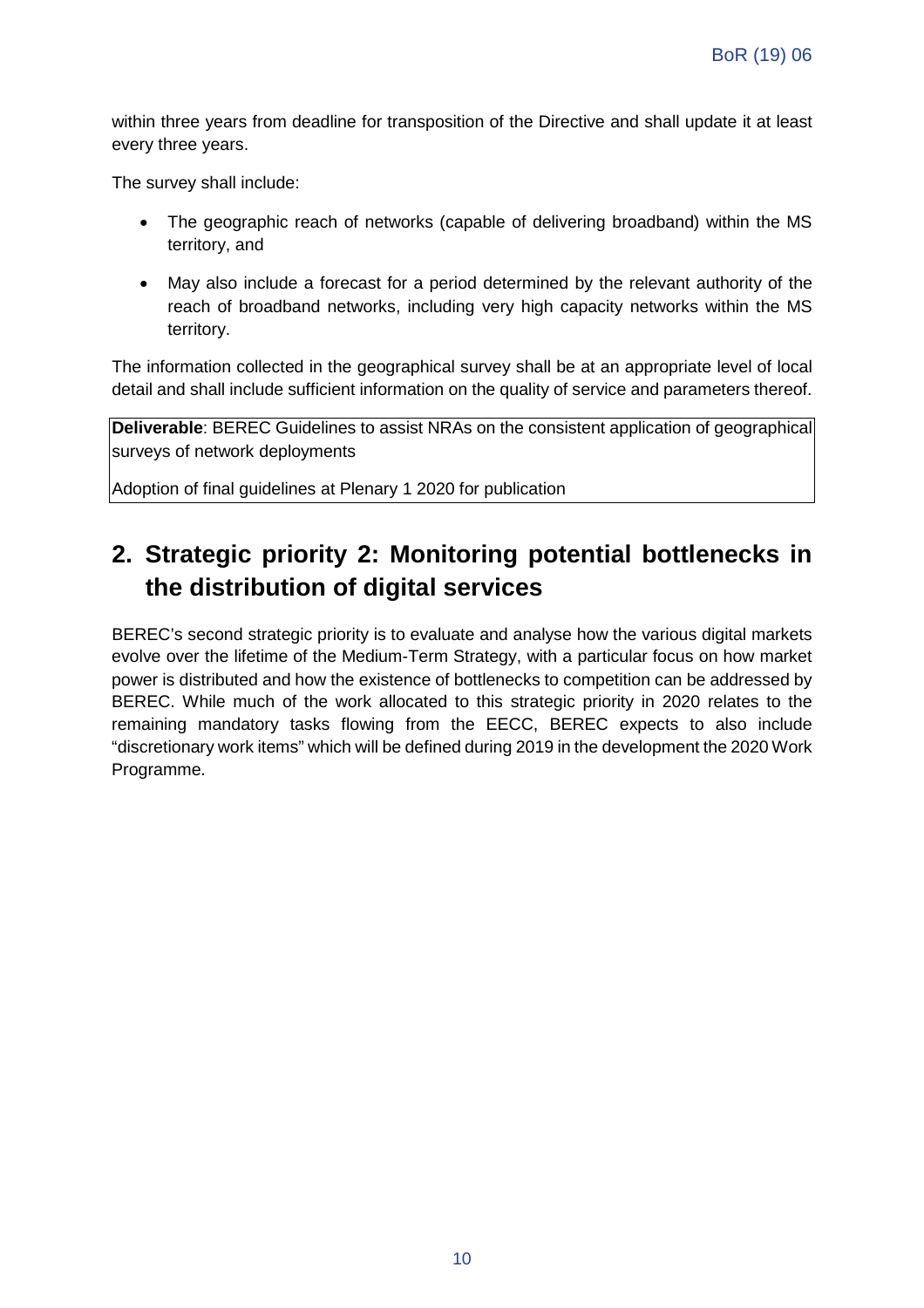within three years from deadline for transposition of the Directive and shall update it at least every three years.

The survey shall include:

- The geographic reach of networks (capable of delivering broadband) within the MS territory, and
- May also include a forecast for a period determined by the relevant authority of the reach of broadband networks, including very high capacity networks within the MS territory.

The information collected in the geographical survey shall be at an appropriate level of local detail and shall include sufficient information on the quality of service and parameters thereof.

**Deliverable**: BEREC Guidelines to assist NRAs on the consistent application of geographical surveys of network deployments

Adoption of final guidelines at Plenary 1 2020 for publication

# 2. Strategic priority 2: Monitoring potential bottlenecks in the distribution of digital services

BEREC's second strategic priority is to evaluate and analyse how the various digital markets evolve over the lifetime of the Medium-Term Strategy, with a particular focus on how market power is distributed and how the existence of bottlenecks to competition can be addressed by BEREC. While much of the work allocated to this strategic priority in 2020 relates to the remaining mandatory tasks flowing from the EECC, BEREC expects to also include "discretionary work items" which will be defined during 2019 in the development the 2020 Work Programme.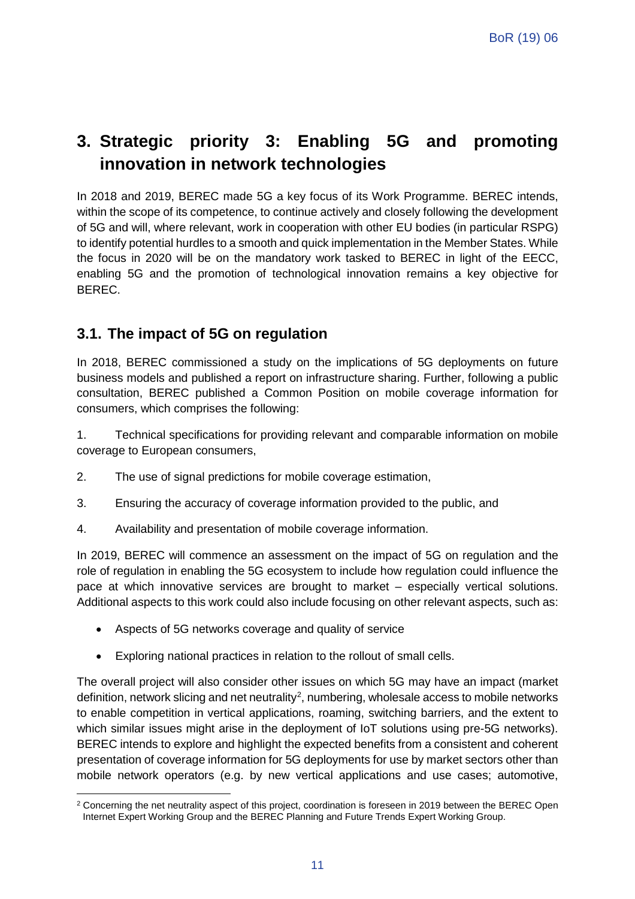# 3. Strategic priority 3: Enabling 5G and promoting innovation in network technologies

In 2018 and 2019, BEREC made 5G a key focus of its Work Programme. BEREC intends, within the scope of its competence, to continue actively and closely following the development of 5G and will, where relevant, work in cooperation with other EU bodies (in particular RSPG) to identify potential hurdles to a smooth and quick implementation in the Member States. While the focus in 2020 will be on the mandatory work tasked to BEREC in light of the EECC, enabling 5G and the promotion of technological innovation remains a key objective for BEREC.

## 3.1. The impact of 5G on regulation

In 2018, BEREC commissioned a study on the implications of 5G deployments on future business models and published a report on infrastructure sharing. Further, following a public consultation, BEREC published a Common Position on mobile coverage information for consumers, which comprises the following:

1. Technical specifications for providing relevant and comparable information on mobile coverage to European consumers,
2. The use of signal predictions for mobile coverage estimation,
3. Ensuring the accuracy of coverage information provided to the public, and
4. Availability and presentation of mobile coverage information.

In 2019, BEREC will commence an assessment on the impact of 5G on regulation and the role of regulation in enabling the 5G ecosystem to include how regulation could influence the pace at which innovative services are brought to market – especially vertical solutions. Additional aspects to this work could also include focusing on other relevant aspects, such as:

- Aspects of 5G networks coverage and quality of service
- Exploring national practices in relation to the rollout of small cells.

The overall project will also consider other issues on which 5G may have an impact (market definition, network slicing and net neutrality[2], numbering, wholesale access to mobile networks to enable competition in vertical applications, roaming, switching barriers, and the extent to which similar issues might arise in the deployment of IoT solutions using pre-5G networks). BEREC intends to explore and highlight the expected benefits from a consistent and coherent presentation of coverage information for 5G deployments for use by market sectors other than mobile network operators (e.g. by new vertical applications and use cases; automotive,

[2] Concerning the net neutrality aspect of this project, coordination is foreseen in 2019 between the BEREC Open Internet Expert Working Group and the BEREC Planning and Future Trends Expert Working Group.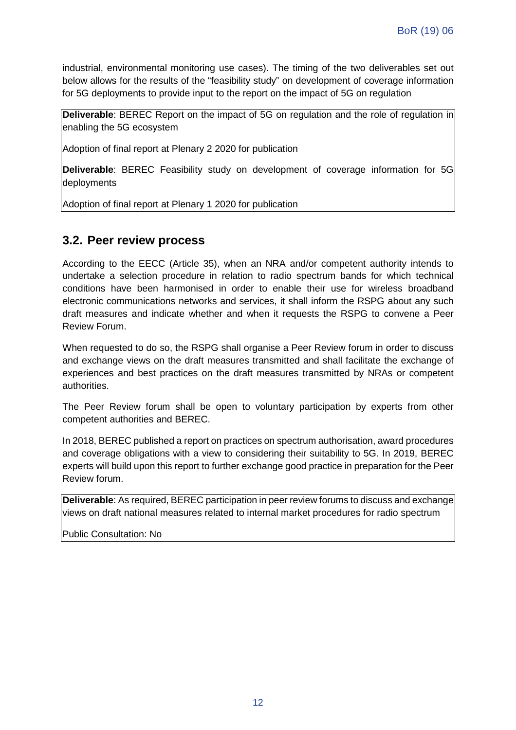industrial, environmental monitoring use cases). The timing of the two deliverables set out below allows for the results of the "feasibility study" on development of coverage information for 5G deployments to provide input to the report on the impact of 5G on regulation

**Deliverable**: BEREC Report on the impact of 5G on regulation and the role of regulation in enabling the 5G ecosystem

Adoption of final report at Plenary 2 2020 for publication

**Deliverable**: BEREC Feasibility study on development of coverage information for 5G deployments

Adoption of final report at Plenary 1 2020 for publication

## 3.2. Peer review process

According to the EECC (Article 35), when an NRA and/or competent authority intends to undertake a selection procedure in relation to radio spectrum bands for which technical conditions have been harmonised in order to enable their use for wireless broadband electronic communications networks and services, it shall inform the RSPG about any such draft measures and indicate whether and when it requests the RSPG to convene a Peer Review Forum.

When requested to do so, the RSPG shall organise a Peer Review forum in order to discuss and exchange views on the draft measures transmitted and shall facilitate the exchange of experiences and best practices on the draft measures transmitted by NRAs or competent authorities.

The Peer Review forum shall be open to voluntary participation by experts from other competent authorities and BEREC.

In 2018, BEREC published a report on practices on spectrum authorisation, award procedures and coverage obligations with a view to considering their suitability to 5G. In 2019, BEREC experts will build upon this report to further exchange good practice in preparation for the Peer Review forum.

**Deliverable**: As required, BEREC participation in peer review forums to discuss and exchange views on draft national measures related to internal market procedures for radio spectrum

Public Consultation: No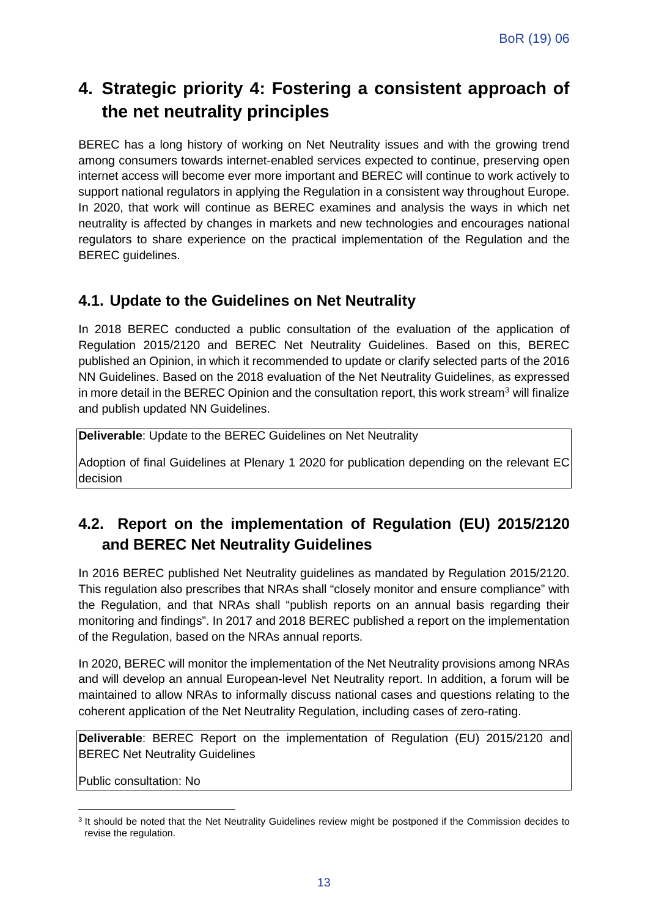# 4. Strategic priority 4: Fostering a consistent approach of the net neutrality principles

BEREC has a long history of working on Net Neutrality issues and with the growing trend among consumers towards internet-enabled services expected to continue, preserving open internet access will become ever more important and BEREC will continue to work actively to support national regulators in applying the Regulation in a consistent way throughout Europe. In 2020, that work will continue as BEREC examines and analysis the ways in which net neutrality is affected by changes in markets and new technologies and encourages national regulators to share experience on the practical implementation of the Regulation and the BEREC guidelines.

## 4.1. Update to the Guidelines on Net Neutrality

In 2018 BEREC conducted a public consultation of the evaluation of the application of Regulation 2015/2120 and BEREC Net Neutrality Guidelines. Based on this, BEREC published an Opinion, in which it recommended to update or clarify selected parts of the 2016 NN Guidelines. Based on the 2018 evaluation of the Net Neutrality Guidelines, as expressed in more detail in the BEREC Opinion and the consultation report, this work stream[3] will finalize and publish updated NN Guidelines.

**Deliverable**: Update to the BEREC Guidelines on Net Neutrality

Adoption of final Guidelines at Plenary 1 2020 for publication depending on the relevant EC decision

## 4.2. Report on the implementation of Regulation (EU) 2015/2120 and BEREC Net Neutrality Guidelines

In 2016 BEREC published Net Neutrality guidelines as mandated by Regulation 2015/2120. This regulation also prescribes that NRAs shall "closely monitor and ensure compliance" with the Regulation, and that NRAs shall "publish reports on an annual basis regarding their monitoring and findings". In 2017 and 2018 BEREC published a report on the implementation of the Regulation, based on the NRAs annual reports.

In 2020, BEREC will monitor the implementation of the Net Neutrality provisions among NRAs and will develop an annual European-level Net Neutrality report. In addition, a forum will be maintained to allow NRAs to informally discuss national cases and questions relating to the coherent application of the Net Neutrality Regulation, including cases of zero-rating.

**Deliverable**: BEREC Report on the implementation of Regulation (EU) 2015/2120 and BEREC Net Neutrality Guidelines

Public consultation: No

[3] It should be noted that the Net Neutrality Guidelines review might be postponed if the Commission decides to revise the regulation.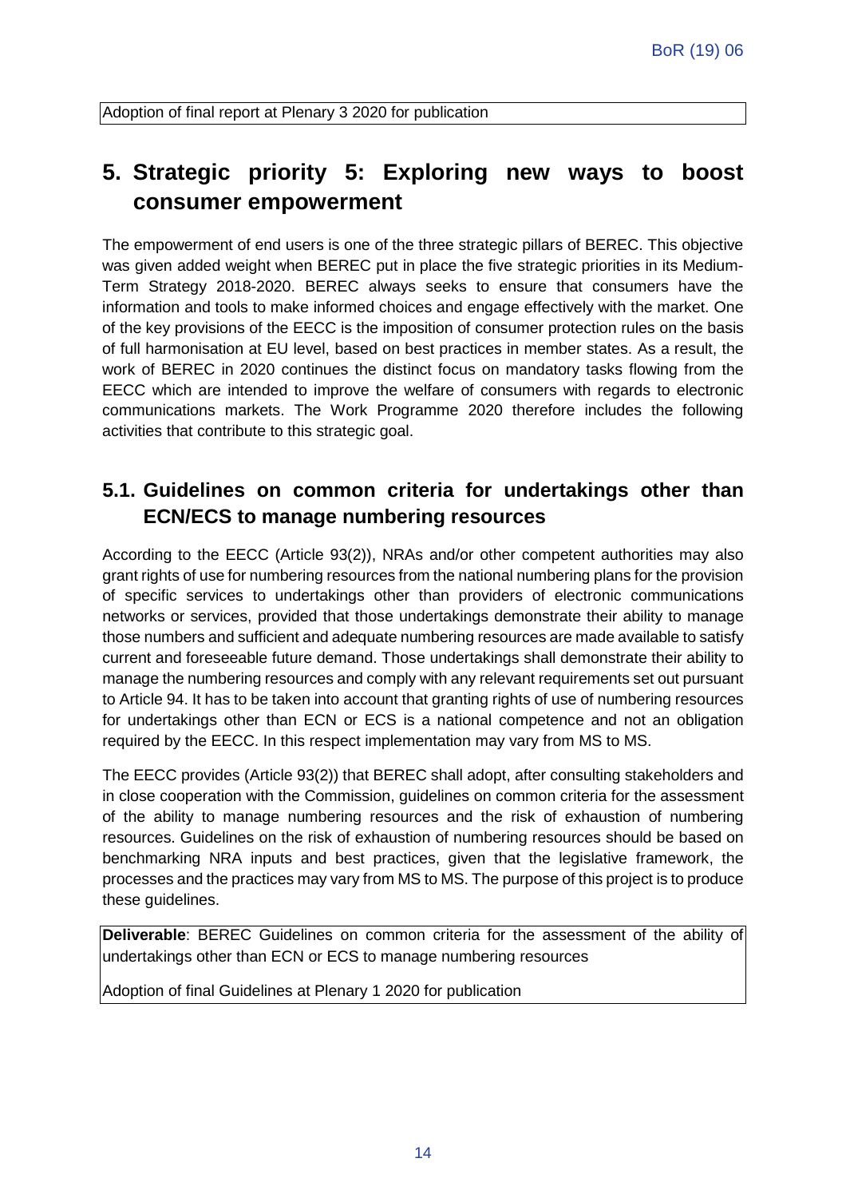Adoption of final report at Plenary 3 2020 for publication

# 5. Strategic priority 5: Exploring new ways to boost consumer empowerment

The empowerment of end users is one of the three strategic pillars of BEREC. This objective was given added weight when BEREC put in place the five strategic priorities in its Medium-Term Strategy 2018-2020. BEREC always seeks to ensure that consumers have the information and tools to make informed choices and engage effectively with the market. One of the key provisions of the EECC is the imposition of consumer protection rules on the basis of full harmonisation at EU level, based on best practices in member states. As a result, the work of BEREC in 2020 continues the distinct focus on mandatory tasks flowing from the EECC which are intended to improve the welfare of consumers with regards to electronic communications markets. The Work Programme 2020 therefore includes the following activities that contribute to this strategic goal.

## 5.1. Guidelines on common criteria for undertakings other than ECN/ECS to manage numbering resources

According to the EECC (Article 93(2)), NRAs and/or other competent authorities may also grant rights of use for numbering resources from the national numbering plans for the provision of specific services to undertakings other than providers of electronic communications networks or services, provided that those undertakings demonstrate their ability to manage those numbers and sufficient and adequate numbering resources are made available to satisfy current and foreseeable future demand. Those undertakings shall demonstrate their ability to manage the numbering resources and comply with any relevant requirements set out pursuant to Article 94. It has to be taken into account that granting rights of use of numbering resources for undertakings other than ECN or ECS is a national competence and not an obligation required by the EECC. In this respect implementation may vary from MS to MS.

The EECC provides (Article 93(2)) that BEREC shall adopt, after consulting stakeholders and in close cooperation with the Commission, guidelines on common criteria for the assessment of the ability to manage numbering resources and the risk of exhaustion of numbering resources. Guidelines on the risk of exhaustion of numbering resources should be based on benchmarking NRA inputs and best practices, given that the legislative framework, the processes and the practices may vary from MS to MS. The purpose of this project is to produce these guidelines.

**Deliverable**: BEREC Guidelines on common criteria for the assessment of the ability of undertakings other than ECN or ECS to manage numbering resources

Adoption of final Guidelines at Plenary 1 2020 for publication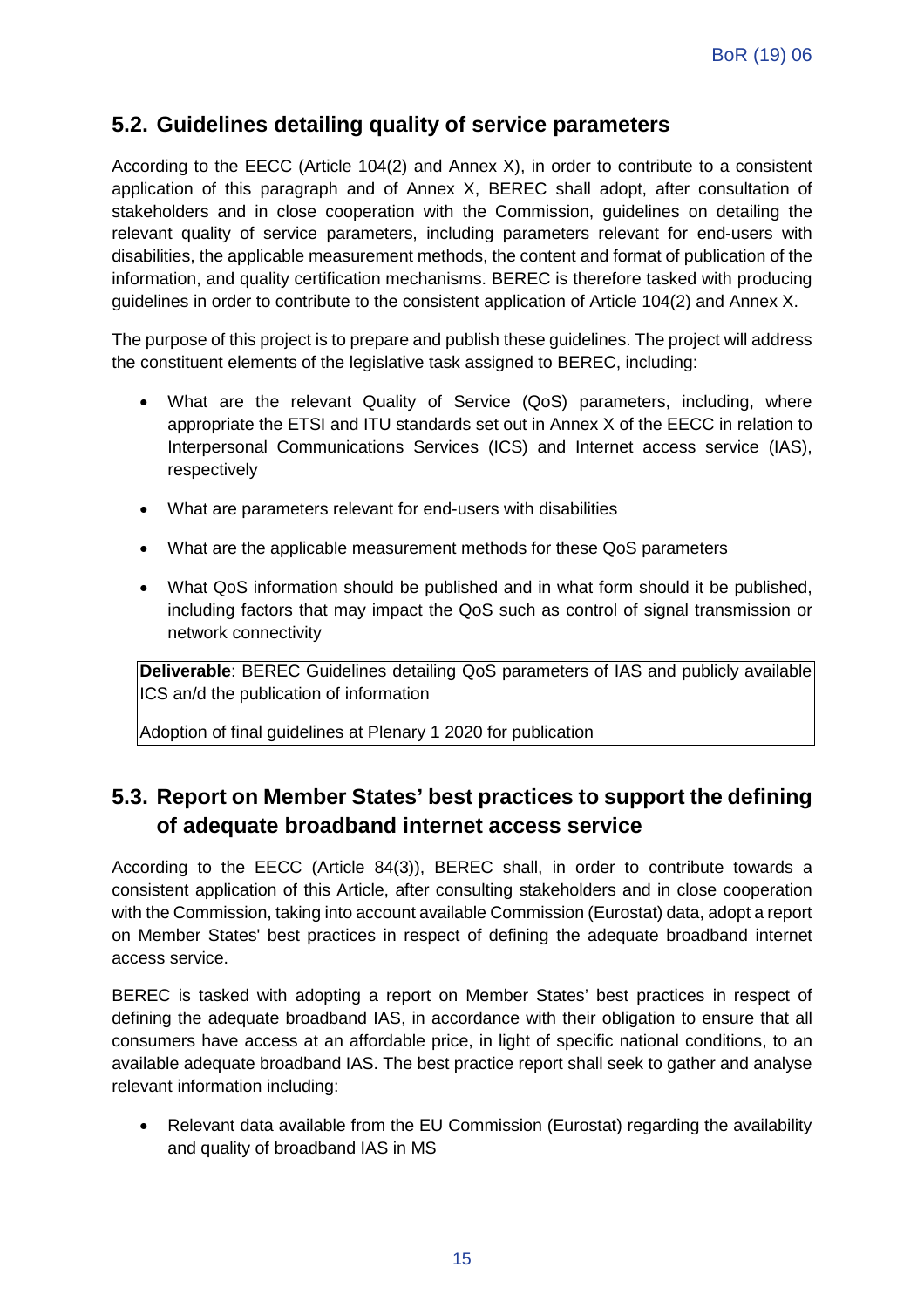## 5.2. Guidelines detailing quality of service parameters

According to the EECC (Article 104(2) and Annex X), in order to contribute to a consistent application of this paragraph and of Annex X, BEREC shall adopt, after consultation of stakeholders and in close cooperation with the Commission, guidelines on detailing the relevant quality of service parameters, including parameters relevant for end-users with disabilities, the applicable measurement methods, the content and format of publication of the information, and quality certification mechanisms. BEREC is therefore tasked with producing guidelines in order to contribute to the consistent application of Article 104(2) and Annex X.

The purpose of this project is to prepare and publish these guidelines. The project will address the constituent elements of the legislative task assigned to BEREC, including:

- What are the relevant Quality of Service (QoS) parameters, including, where appropriate the ETSI and ITU standards set out in Annex X of the EECC in relation to Interpersonal Communications Services (ICS) and Internet access service (IAS), respectively
- What are parameters relevant for end-users with disabilities
- What are the applicable measurement methods for these QoS parameters
- What QoS information should be published and in what form should it be published, including factors that may impact the QoS such as control of signal transmission or network connectivity

**Deliverable**: BEREC Guidelines detailing QoS parameters of IAS and publicly available ICS an/d the publication of information

Adoption of final guidelines at Plenary 1 2020 for publication

## 5.3. Report on Member States' best practices to support the defining of adequate broadband internet access service

According to the EECC (Article 84(3)), BEREC shall, in order to contribute towards a consistent application of this Article, after consulting stakeholders and in close cooperation with the Commission, taking into account available Commission (Eurostat) data, adopt a report on Member States' best practices in respect of defining the adequate broadband internet access service.

BEREC is tasked with adopting a report on Member States' best practices in respect of defining the adequate broadband IAS, in accordance with their obligation to ensure that all consumers have access at an affordable price, in light of specific national conditions, to an available adequate broadband IAS. The best practice report shall seek to gather and analyse relevant information including:

- Relevant data available from the EU Commission (Eurostat) regarding the availability and quality of broadband IAS in MS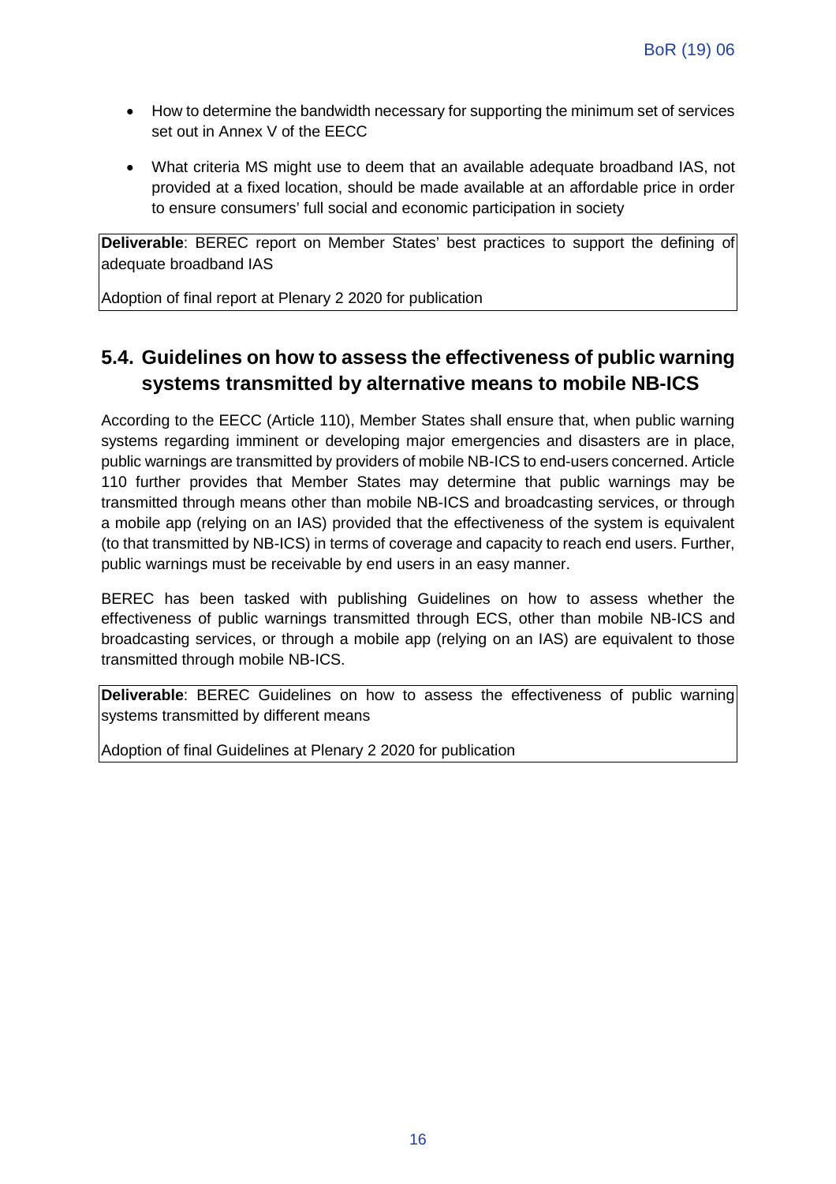- How to determine the bandwidth necessary for supporting the minimum set of services set out in Annex V of the EECC
- What criteria MS might use to deem that an available adequate broadband IAS, not provided at a fixed location, should be made available at an affordable price in order to ensure consumers' full social and economic participation in society

**Deliverable**: BEREC report on Member States' best practices to support the defining of adequate broadband IAS

Adoption of final report at Plenary 2 2020 for publication

## 5.4. Guidelines on how to assess the effectiveness of public warning systems transmitted by alternative means to mobile NB-ICS

According to the EECC (Article 110), Member States shall ensure that, when public warning systems regarding imminent or developing major emergencies and disasters are in place, public warnings are transmitted by providers of mobile NB-ICS to end-users concerned. Article 110 further provides that Member States may determine that public warnings may be transmitted through means other than mobile NB-ICS and broadcasting services, or through a mobile app (relying on an IAS) provided that the effectiveness of the system is equivalent (to that transmitted by NB-ICS) in terms of coverage and capacity to reach end users. Further, public warnings must be receivable by end users in an easy manner.

BEREC has been tasked with publishing Guidelines on how to assess whether the effectiveness of public warnings transmitted through ECS, other than mobile NB-ICS and broadcasting services, or through a mobile app (relying on an IAS) are equivalent to those transmitted through mobile NB-ICS.

**Deliverable**: BEREC Guidelines on how to assess the effectiveness of public warning systems transmitted by different means

Adoption of final Guidelines at Plenary 2 2020 for publication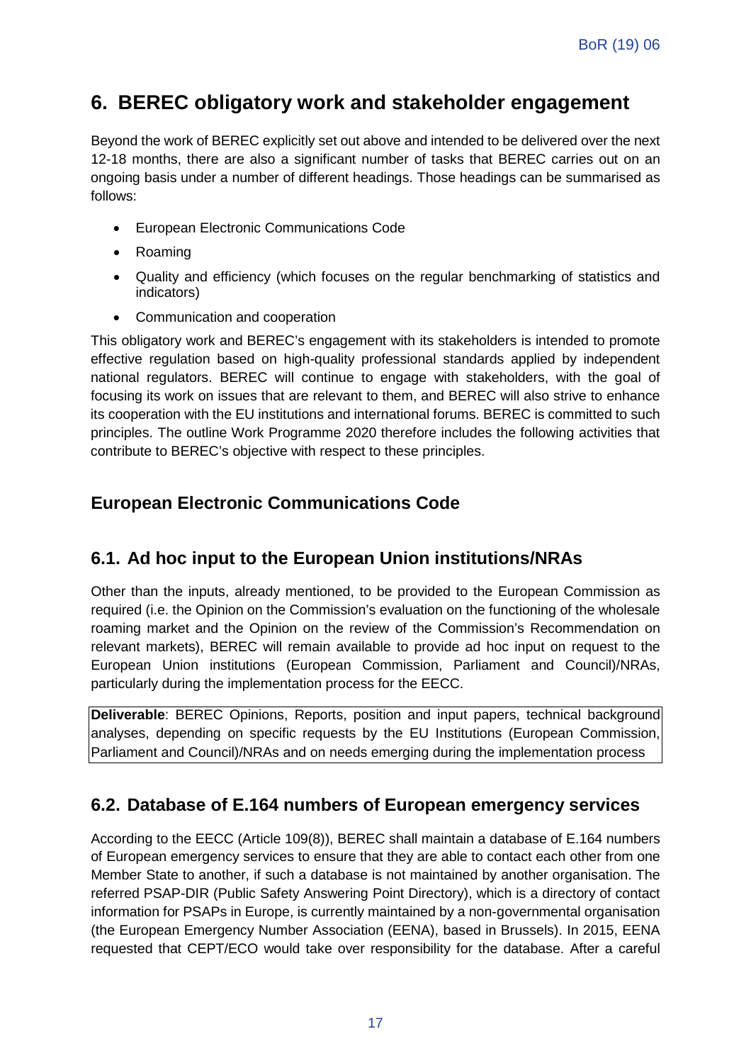## 6. BEREC obligatory work and stakeholder engagement

Beyond the work of BEREC explicitly set out above and intended to be delivered over the next 12-18 months, there are also a significant number of tasks that BEREC carries out on an ongoing basis under a number of different headings. Those headings can be summarised as follows:

- European Electronic Communications Code
- Roaming
- Quality and efficiency (which focuses on the regular benchmarking of statistics and indicators)
- Communication and cooperation

This obligatory work and BEREC's engagement with its stakeholders is intended to promote effective regulation based on high-quality professional standards applied by independent national regulators. BEREC will continue to engage with stakeholders, with the goal of focusing its work on issues that are relevant to them, and BEREC will also strive to enhance its cooperation with the EU institutions and international forums. BEREC is committed to such principles. The outline Work Programme 2020 therefore includes the following activities that contribute to BEREC's objective with respect to these principles.

### European Electronic Communications Code

### 6.1. Ad hoc input to the European Union institutions/NRAs

Other than the inputs, already mentioned, to be provided to the European Commission as required (i.e. the Opinion on the Commission's evaluation on the functioning of the wholesale roaming market and the Opinion on the review of the Commission's Recommendation on relevant markets), BEREC will remain available to provide ad hoc input on request to the European Union institutions (European Commission, Parliament and Council)/NRAs, particularly during the implementation process for the EECC.

**Deliverable**: BEREC Opinions, Reports, position and input papers, technical background analyses, depending on specific requests by the EU Institutions (European Commission, Parliament and Council)/NRAs and on needs emerging during the implementation process

### 6.2. Database of E.164 numbers of European emergency services

According to the EECC (Article 109(8)), BEREC shall maintain a database of E.164 numbers of European emergency services to ensure that they are able to contact each other from one Member State to another, if such a database is not maintained by another organisation. The referred PSAP-DIR (Public Safety Answering Point Directory), which is a directory of contact information for PSAPs in Europe, is currently maintained by a non-governmental organisation (the European Emergency Number Association (EENA), based in Brussels). In 2015, EENA requested that CEPT/ECO would take over responsibility for the database. After a careful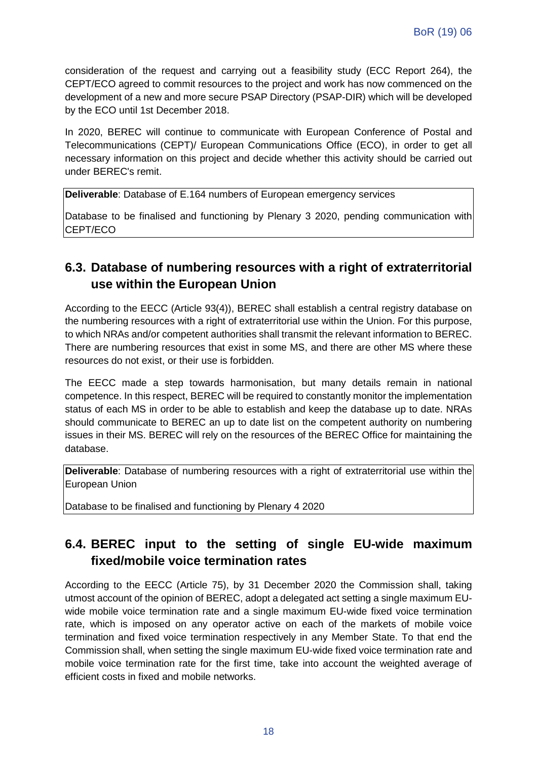consideration of the request and carrying out a feasibility study (ECC Report 264), the CEPT/ECO agreed to commit resources to the project and work has now commenced on the development of a new and more secure PSAP Directory (PSAP-DIR) which will be developed by the ECO until 1st December 2018.

In 2020, BEREC will continue to communicate with European Conference of Postal and Telecommunications (CEPT)/ European Communications Office (ECO), in order to get all necessary information on this project and decide whether this activity should be carried out under BEREC's remit.

**Deliverable**: Database of E.164 numbers of European emergency services

Database to be finalised and functioning by Plenary 3 2020, pending communication with CEPT/ECO

## 6.3. Database of numbering resources with a right of extraterritorial use within the European Union

According to the EECC (Article 93(4)), BEREC shall establish a central registry database on the numbering resources with a right of extraterritorial use within the Union. For this purpose, to which NRAs and/or competent authorities shall transmit the relevant information to BEREC. There are numbering resources that exist in some MS, and there are other MS where these resources do not exist, or their use is forbidden.

The EECC made a step towards harmonisation, but many details remain in national competence. In this respect, BEREC will be required to constantly monitor the implementation status of each MS in order to be able to establish and keep the database up to date. NRAs should communicate to BEREC an up to date list on the competent authority on numbering issues in their MS. BEREC will rely on the resources of the BEREC Office for maintaining the database.

**Deliverable**: Database of numbering resources with a right of extraterritorial use within the European Union

Database to be finalised and functioning by Plenary 4 2020

## 6.4. BEREC input to the setting of single EU-wide maximum fixed/mobile voice termination rates

According to the EECC (Article 75), by 31 December 2020 the Commission shall, taking utmost account of the opinion of BEREC, adopt a delegated act setting a single maximum EU-wide mobile voice termination rate and a single maximum EU-wide fixed voice termination rate, which is imposed on any operator active on each of the markets of mobile voice termination and fixed voice termination respectively in any Member State. To that end the Commission shall, when setting the single maximum EU-wide fixed voice termination rate and mobile voice termination rate for the first time, take into account the weighted average of efficient costs in fixed and mobile networks.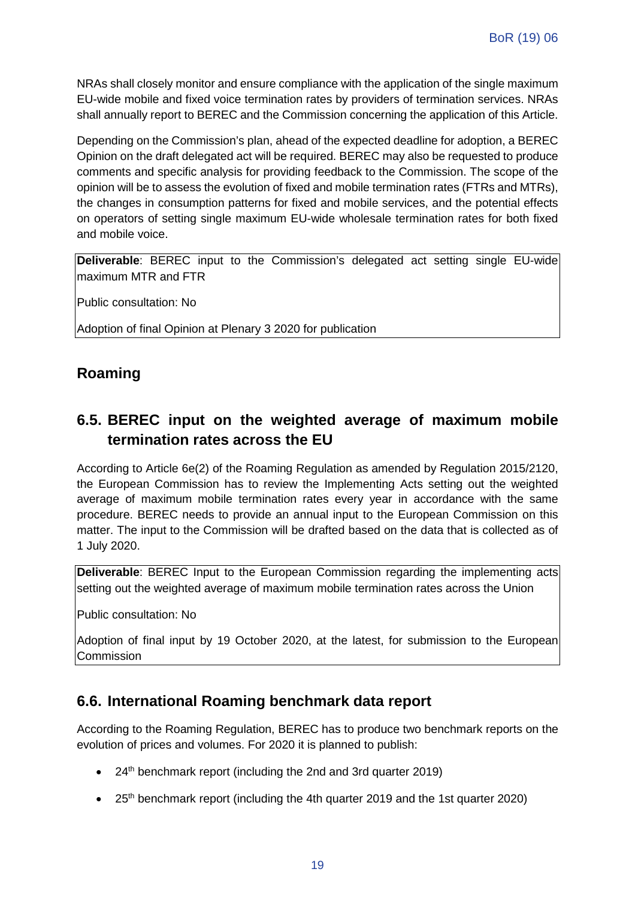NRAs shall closely monitor and ensure compliance with the application of the single maximum EU-wide mobile and fixed voice termination rates by providers of termination services. NRAs shall annually report to BEREC and the Commission concerning the application of this Article.

Depending on the Commission's plan, ahead of the expected deadline for adoption, a BEREC Opinion on the draft delegated act will be required. BEREC may also be requested to produce comments and specific analysis for providing feedback to the Commission. The scope of the opinion will be to assess the evolution of fixed and mobile termination rates (FTRs and MTRs), the changes in consumption patterns for fixed and mobile services, and the potential effects on operators of setting single maximum EU-wide wholesale termination rates for both fixed and mobile voice.

> **Deliverable**: BEREC input to the Commission's delegated act setting single EU-wide maximum MTR and FTR
>
> Public consultation: No
>
> Adoption of final Opinion at Plenary 3 2020 for publication

## Roaming

## 6.5. BEREC input on the weighted average of maximum mobile termination rates across the EU

According to Article 6e(2) of the Roaming Regulation as amended by Regulation 2015/2120, the European Commission has to review the Implementing Acts setting out the weighted average of maximum mobile termination rates every year in accordance with the same procedure. BEREC needs to provide an annual input to the European Commission on this matter. The input to the Commission will be drafted based on the data that is collected as of 1 July 2020.

> **Deliverable**: BEREC Input to the European Commission regarding the implementing acts setting out the weighted average of maximum mobile termination rates across the Union
>
> Public consultation: No
>
> Adoption of final input by 19 October 2020, at the latest, for submission to the European Commission

## 6.6. International Roaming benchmark data report

According to the Roaming Regulation, BEREC has to produce two benchmark reports on the evolution of prices and volumes. For 2020 it is planned to publish:

- 24th benchmark report (including the 2nd and 3rd quarter 2019)
- 25th benchmark report (including the 4th quarter 2019 and the 1st quarter 2020)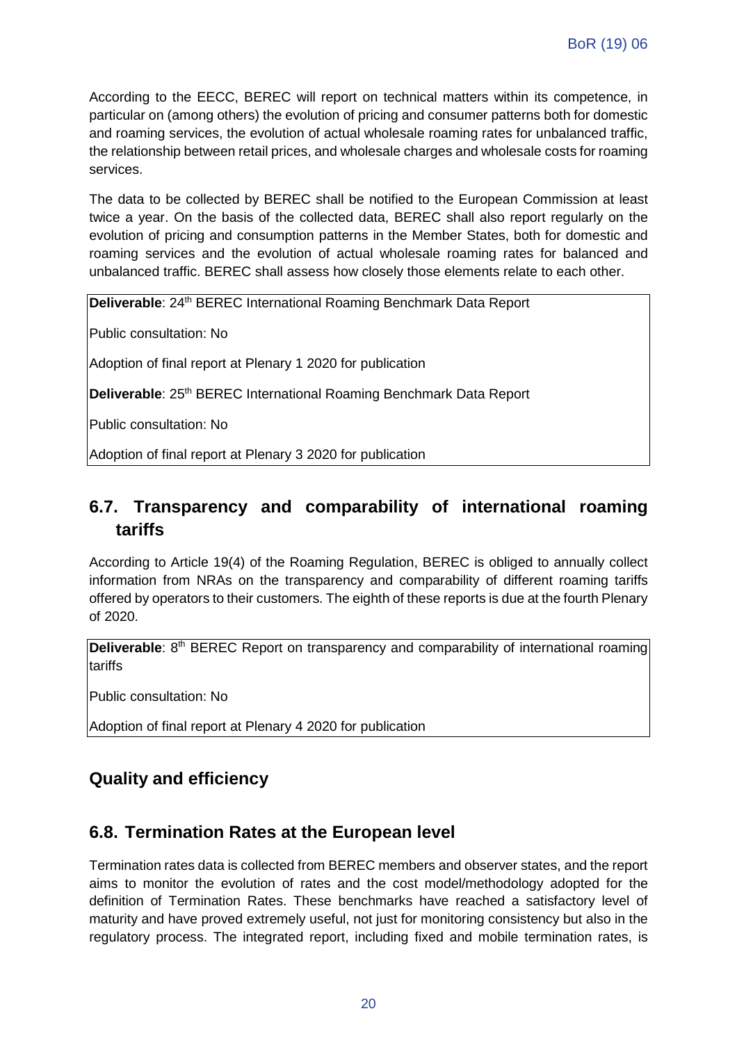According to the EECC, BEREC will report on technical matters within its competence, in particular on (among others) the evolution of pricing and consumer patterns both for domestic and roaming services, the evolution of actual wholesale roaming rates for unbalanced traffic, the relationship between retail prices, and wholesale charges and wholesale costs for roaming services.

The data to be collected by BEREC shall be notified to the European Commission at least twice a year. On the basis of the collected data, BEREC shall also report regularly on the evolution of pricing and consumption patterns in the Member States, both for domestic and roaming services and the evolution of actual wholesale roaming rates for balanced and unbalanced traffic. BEREC shall assess how closely those elements relate to each other.

**Deliverable**: 24th BEREC International Roaming Benchmark Data Report

Public consultation: No

Adoption of final report at Plenary 1 2020 for publication

**Deliverable**: 25th BEREC International Roaming Benchmark Data Report

Public consultation: No

Adoption of final report at Plenary 3 2020 for publication

## 6.7. Transparency and comparability of international roaming tariffs

According to Article 19(4) of the Roaming Regulation, BEREC is obliged to annually collect information from NRAs on the transparency and comparability of different roaming tariffs offered by operators to their customers. The eighth of these reports is due at the fourth Plenary of 2020.

**Deliverable**: 8th BEREC Report on transparency and comparability of international roaming tariffs

Public consultation: No

Adoption of final report at Plenary 4 2020 for publication

## Quality and efficiency

## 6.8. Termination Rates at the European level

Termination rates data is collected from BEREC members and observer states, and the report aims to monitor the evolution of rates and the cost model/methodology adopted for the definition of Termination Rates. These benchmarks have reached a satisfactory level of maturity and have proved extremely useful, not just for monitoring consistency but also in the regulatory process. The integrated report, including fixed and mobile termination rates, is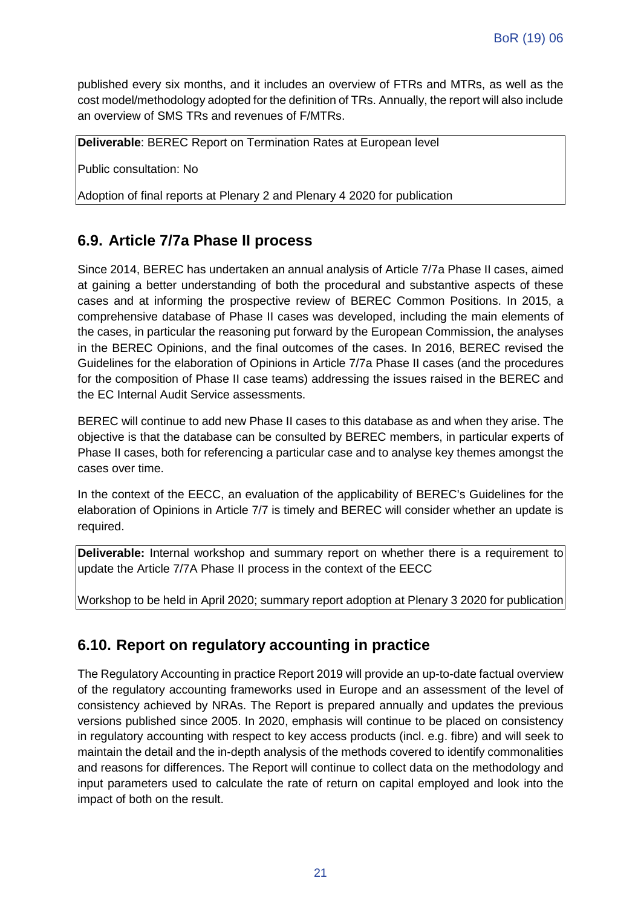published every six months, and it includes an overview of FTRs and MTRs, as well as the cost model/methodology adopted for the definition of TRs. Annually, the report will also include an overview of SMS TRs and revenues of F/MTRs.

**Deliverable**: BEREC Report on Termination Rates at European level

Public consultation: No

Adoption of final reports at Plenary 2 and Plenary 4 2020 for publication

## 6.9. Article 7/7a Phase II process

Since 2014, BEREC has undertaken an annual analysis of Article 7/7a Phase II cases, aimed at gaining a better understanding of both the procedural and substantive aspects of these cases and at informing the prospective review of BEREC Common Positions. In 2015, a comprehensive database of Phase II cases was developed, including the main elements of the cases, in particular the reasoning put forward by the European Commission, the analyses in the BEREC Opinions, and the final outcomes of the cases. In 2016, BEREC revised the Guidelines for the elaboration of Opinions in Article 7/7a Phase II cases (and the procedures for the composition of Phase II case teams) addressing the issues raised in the BEREC and the EC Internal Audit Service assessments.

BEREC will continue to add new Phase II cases to this database as and when they arise. The objective is that the database can be consulted by BEREC members, in particular experts of Phase II cases, both for referencing a particular case and to analyse key themes amongst the cases over time.

In the context of the EECC, an evaluation of the applicability of BEREC's Guidelines for the elaboration of Opinions in Article 7/7 is timely and BEREC will consider whether an update is required.

**Deliverable:** Internal workshop and summary report on whether there is a requirement to update the Article 7/7A Phase II process in the context of the EECC

Workshop to be held in April 2020; summary report adoption at Plenary 3 2020 for publication

## 6.10. Report on regulatory accounting in practice

The Regulatory Accounting in practice Report 2019 will provide an up-to-date factual overview of the regulatory accounting frameworks used in Europe and an assessment of the level of consistency achieved by NRAs. The Report is prepared annually and updates the previous versions published since 2005. In 2020, emphasis will continue to be placed on consistency in regulatory accounting with respect to key access products (incl. e.g. fibre) and will seek to maintain the detail and the in-depth analysis of the methods covered to identify commonalities and reasons for differences. The Report will continue to collect data on the methodology and input parameters used to calculate the rate of return on capital employed and look into the impact of both on the result.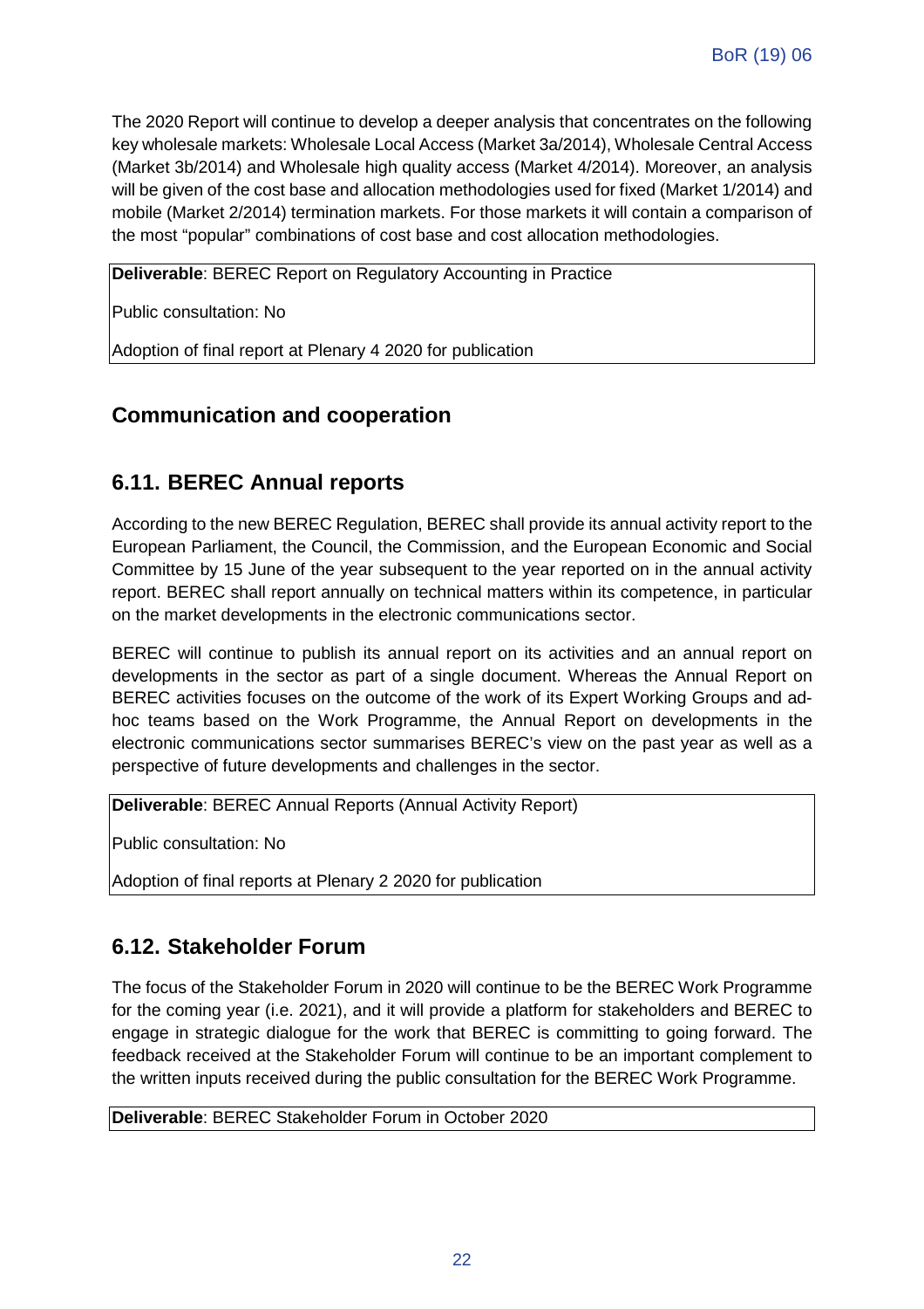The 2020 Report will continue to develop a deeper analysis that concentrates on the following key wholesale markets: Wholesale Local Access (Market 3a/2014), Wholesale Central Access (Market 3b/2014) and Wholesale high quality access (Market 4/2014). Moreover, an analysis will be given of the cost base and allocation methodologies used for fixed (Market 1/2014) and mobile (Market 2/2014) termination markets. For those markets it will contain a comparison of the most "popular" combinations of cost base and cost allocation methodologies.

**Deliverable**: BEREC Report on Regulatory Accounting in Practice

Public consultation: No

Adoption of final report at Plenary 4 2020 for publication

## Communication and cooperation

## 6.11. BEREC Annual reports

According to the new BEREC Regulation, BEREC shall provide its annual activity report to the European Parliament, the Council, the Commission, and the European Economic and Social Committee by 15 June of the year subsequent to the year reported on in the annual activity report. BEREC shall report annually on technical matters within its competence, in particular on the market developments in the electronic communications sector.

BEREC will continue to publish its annual report on its activities and an annual report on developments in the sector as part of a single document. Whereas the Annual Report on BEREC activities focuses on the outcome of the work of its Expert Working Groups and ad-hoc teams based on the Work Programme, the Annual Report on developments in the electronic communications sector summarises BEREC's view on the past year as well as a perspective of future developments and challenges in the sector.

**Deliverable**: BEREC Annual Reports (Annual Activity Report)

Public consultation: No

Adoption of final reports at Plenary 2 2020 for publication

## 6.12. Stakeholder Forum

The focus of the Stakeholder Forum in 2020 will continue to be the BEREC Work Programme for the coming year (i.e. 2021), and it will provide a platform for stakeholders and BEREC to engage in strategic dialogue for the work that BEREC is committing to going forward. The feedback received at the Stakeholder Forum will continue to be an important complement to the written inputs received during the public consultation for the BEREC Work Programme.

**Deliverable**: BEREC Stakeholder Forum in October 2020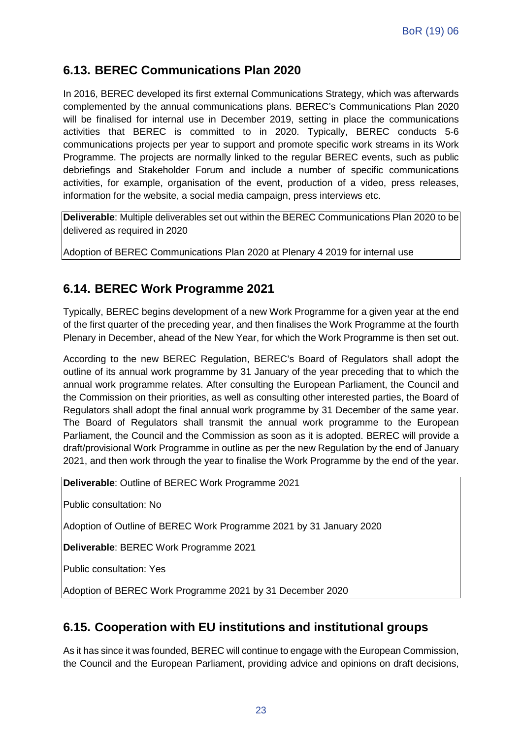## 6.13. BEREC Communications Plan 2020

In 2016, BEREC developed its first external Communications Strategy, which was afterwards complemented by the annual communications plans. BEREC's Communications Plan 2020 will be finalised for internal use in December 2019, setting in place the communications activities that BEREC is committed to in 2020. Typically, BEREC conducts 5-6 communications projects per year to support and promote specific work streams in its Work Programme. The projects are normally linked to the regular BEREC events, such as public debriefings and Stakeholder Forum and include a number of specific communications activities, for example, organisation of the event, production of a video, press releases, information for the website, a social media campaign, press interviews etc.

**Deliverable**: Multiple deliverables set out within the BEREC Communications Plan 2020 to be delivered as required in 2020

Adoption of BEREC Communications Plan 2020 at Plenary 4 2019 for internal use

## 6.14. BEREC Work Programme 2021

Typically, BEREC begins development of a new Work Programme for a given year at the end of the first quarter of the preceding year, and then finalises the Work Programme at the fourth Plenary in December, ahead of the New Year, for which the Work Programme is then set out.

According to the new BEREC Regulation, BEREC's Board of Regulators shall adopt the outline of its annual work programme by 31 January of the year preceding that to which the annual work programme relates. After consulting the European Parliament, the Council and the Commission on their priorities, as well as consulting other interested parties, the Board of Regulators shall adopt the final annual work programme by 31 December of the same year. The Board of Regulators shall transmit the annual work programme to the European Parliament, the Council and the Commission as soon as it is adopted. BEREC will provide a draft/provisional Work Programme in outline as per the new Regulation by the end of January 2021, and then work through the year to finalise the Work Programme by the end of the year.

**Deliverable**: Outline of BEREC Work Programme 2021

Public consultation: No

Adoption of Outline of BEREC Work Programme 2021 by 31 January 2020

**Deliverable**: BEREC Work Programme 2021

Public consultation: Yes

Adoption of BEREC Work Programme 2021 by 31 December 2020

## 6.15. Cooperation with EU institutions and institutional groups

As it has since it was founded, BEREC will continue to engage with the European Commission, the Council and the European Parliament, providing advice and opinions on draft decisions,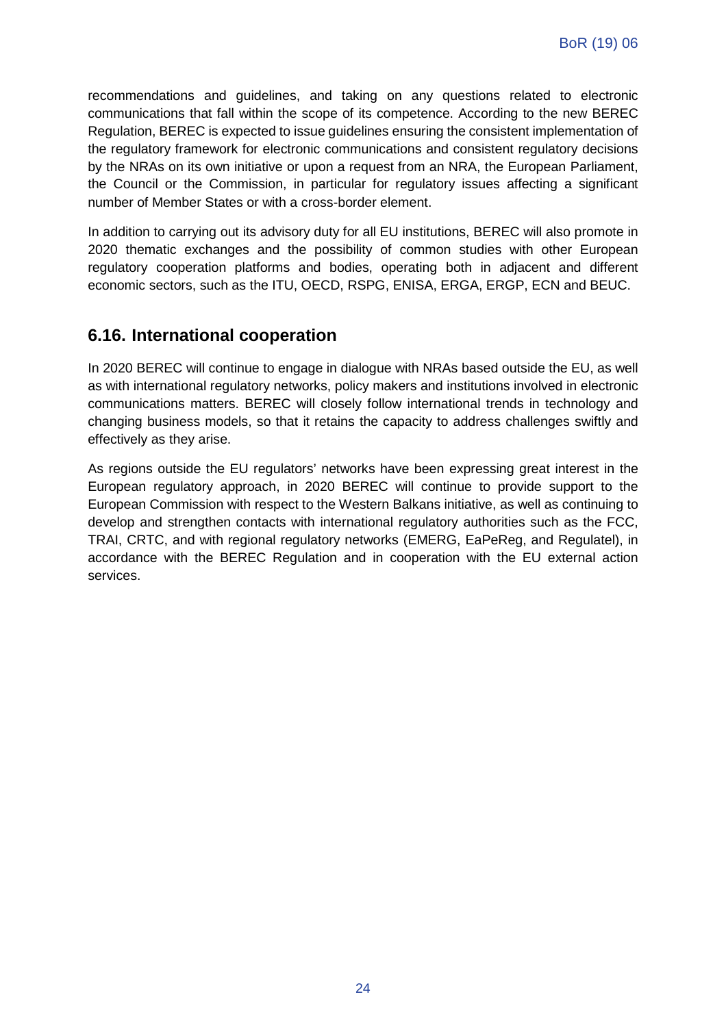recommendations and guidelines, and taking on any questions related to electronic communications that fall within the scope of its competence. According to the new BEREC Regulation, BEREC is expected to issue guidelines ensuring the consistent implementation of the regulatory framework for electronic communications and consistent regulatory decisions by the NRAs on its own initiative or upon a request from an NRA, the European Parliament, the Council or the Commission, in particular for regulatory issues affecting a significant number of Member States or with a cross-border element.

In addition to carrying out its advisory duty for all EU institutions, BEREC will also promote in 2020 thematic exchanges and the possibility of common studies with other European regulatory cooperation platforms and bodies, operating both in adjacent and different economic sectors, such as the ITU, OECD, RSPG, ENISA, ERGA, ERGP, ECN and BEUC.

## 6.16. International cooperation

In 2020 BEREC will continue to engage in dialogue with NRAs based outside the EU, as well as with international regulatory networks, policy makers and institutions involved in electronic communications matters. BEREC will closely follow international trends in technology and changing business models, so that it retains the capacity to address challenges swiftly and effectively as they arise.

As regions outside the EU regulators' networks have been expressing great interest in the European regulatory approach, in 2020 BEREC will continue to provide support to the European Commission with respect to the Western Balkans initiative, as well as continuing to develop and strengthen contacts with international regulatory authorities such as the FCC, TRAI, CRTC, and with regional regulatory networks (EMERG, EaPeReg, and Regulatel), in accordance with the BEREC Regulation and in cooperation with the EU external action services.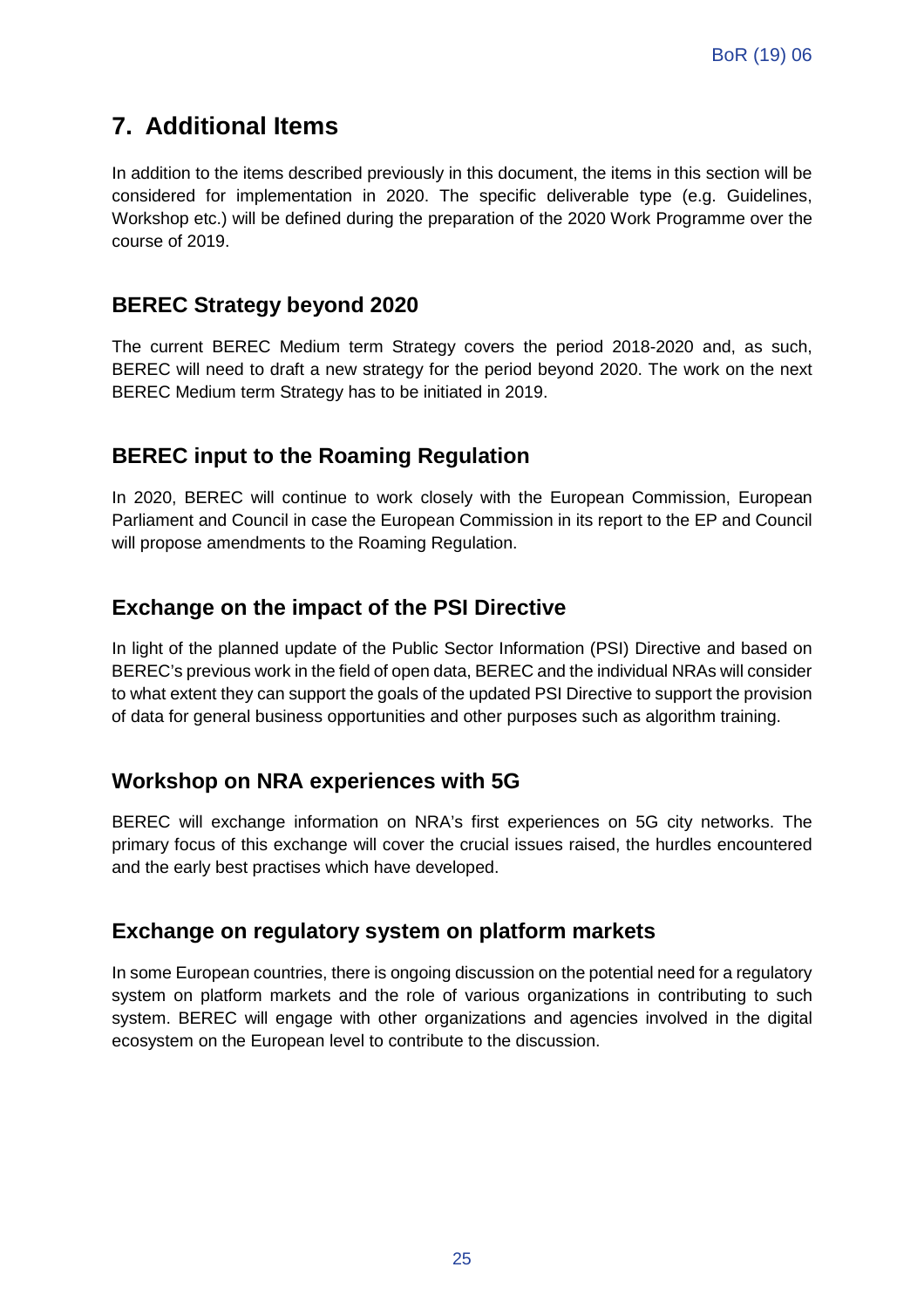# 7. Additional Items

In addition to the items described previously in this document, the items in this section will be considered for implementation in 2020. The specific deliverable type (e.g. Guidelines, Workshop etc.) will be defined during the preparation of the 2020 Work Programme over the course of 2019.

## BEREC Strategy beyond 2020

The current BEREC Medium term Strategy covers the period 2018-2020 and, as such, BEREC will need to draft a new strategy for the period beyond 2020. The work on the next BEREC Medium term Strategy has to be initiated in 2019.

## BEREC input to the Roaming Regulation

In 2020, BEREC will continue to work closely with the European Commission, European Parliament and Council in case the European Commission in its report to the EP and Council will propose amendments to the Roaming Regulation.

## Exchange on the impact of the PSI Directive

In light of the planned update of the Public Sector Information (PSI) Directive and based on BEREC's previous work in the field of open data, BEREC and the individual NRAs will consider to what extent they can support the goals of the updated PSI Directive to support the provision of data for general business opportunities and other purposes such as algorithm training.

## Workshop on NRA experiences with 5G

BEREC will exchange information on NRA's first experiences on 5G city networks. The primary focus of this exchange will cover the crucial issues raised, the hurdles encountered and the early best practises which have developed.

## Exchange on regulatory system on platform markets

In some European countries, there is ongoing discussion on the potential need for a regulatory system on platform markets and the role of various organizations in contributing to such system. BEREC will engage with other organizations and agencies involved in the digital ecosystem on the European level to contribute to the discussion.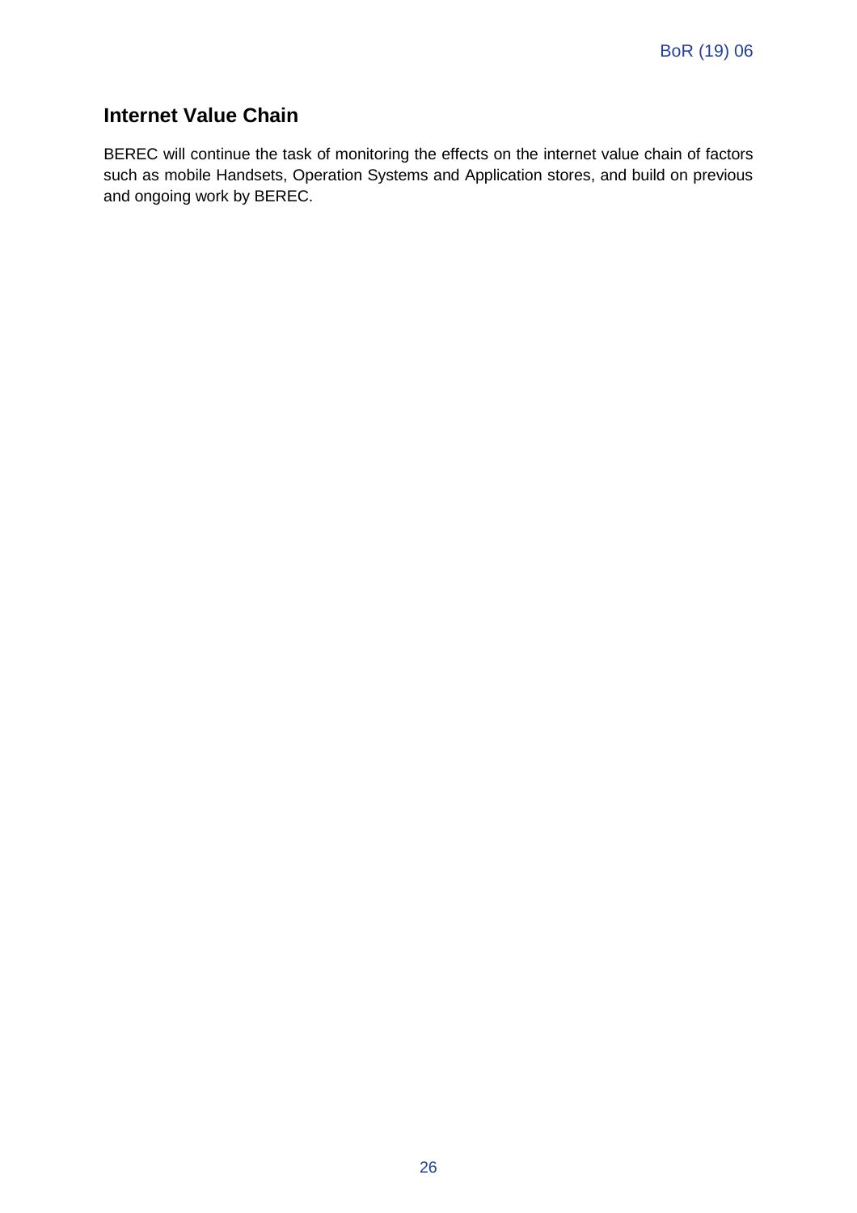## Internet Value Chain

BEREC will continue the task of monitoring the effects on the internet value chain of factors such as mobile Handsets, Operation Systems and Application stores, and build on previous and ongoing work by BEREC.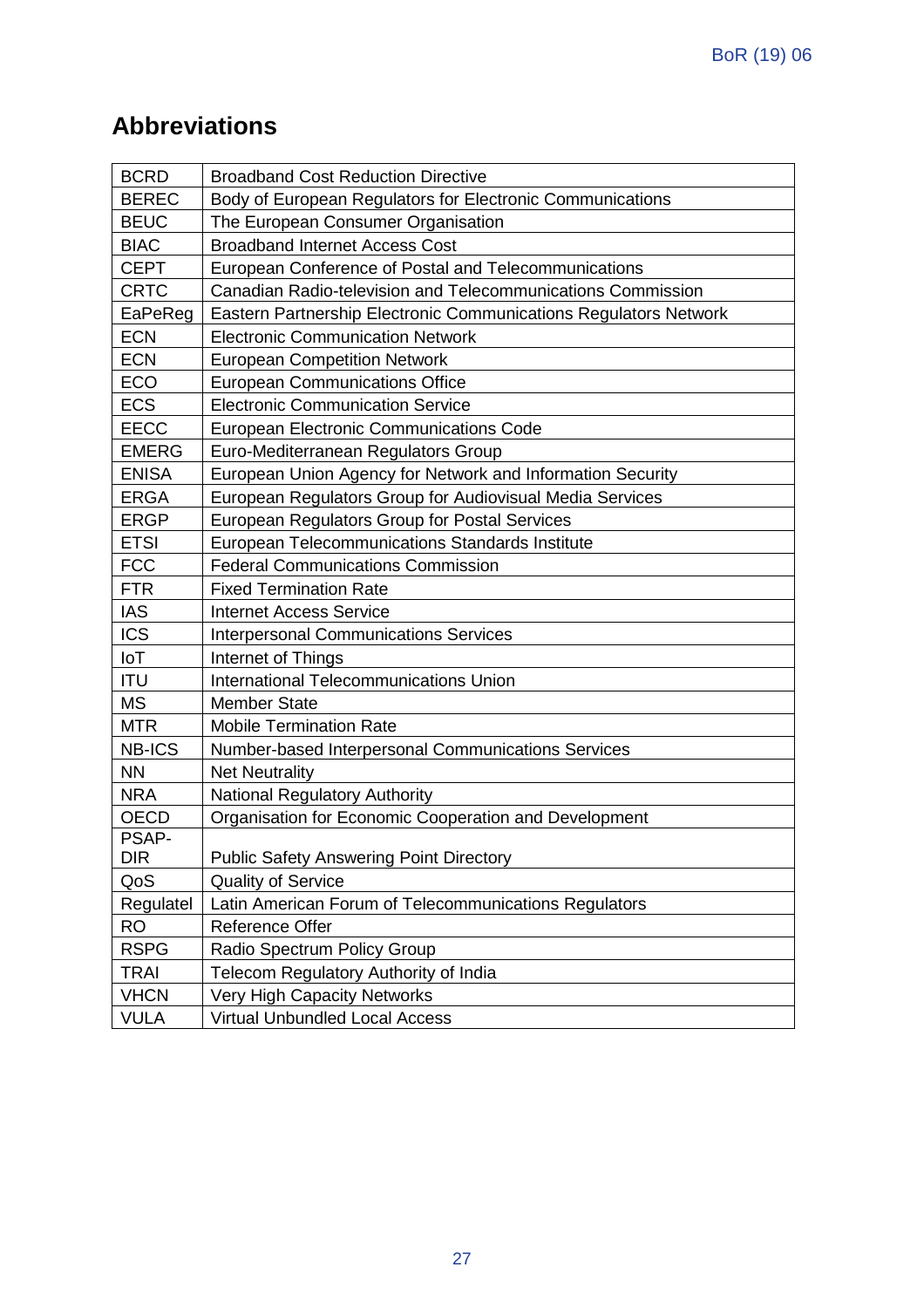## Abbreviations

| | |
|---|---|
| BCRD | Broadband Cost Reduction Directive |
| BEREC | Body of European Regulators for Electronic Communications |
| BEUC | The European Consumer Organisation |
| BIAC | Broadband Internet Access Cost |
| CEPT | European Conference of Postal and Telecommunications |
| CRTC | Canadian Radio-television and Telecommunications Commission |
| EaPeReg | Eastern Partnership Electronic Communications Regulators Network |
| ECN | Electronic Communication Network |
| ECN | European Competition Network |
| ECO | European Communications Office |
| ECS | Electronic Communication Service |
| EECC | European Electronic Communications Code |
| EMERG | Euro-Mediterranean Regulators Group |
| ENISA | European Union Agency for Network and Information Security |
| ERGA | European Regulators Group for Audiovisual Media Services |
| ERGP | European Regulators Group for Postal Services |
| ETSI | European Telecommunications Standards Institute |
| FCC | Federal Communications Commission |
| FTR | Fixed Termination Rate |
| IAS | Internet Access Service |
| ICS | Interpersonal Communications Services |
| IoT | Internet of Things |
| ITU | International Telecommunications Union |
| MS | Member State |
| MTR | Mobile Termination Rate |
| NB-ICS | Number-based Interpersonal Communications Services |
| NN | Net Neutrality |
| NRA | National Regulatory Authority |
| OECD | Organisation for Economic Cooperation and Development |
| PSAP-DIR | Public Safety Answering Point Directory |
| QoS | Quality of Service |
| Regulatel | Latin American Forum of Telecommunications Regulators |
| RO | Reference Offer |
| RSPG | Radio Spectrum Policy Group |
| TRAI | Telecom Regulatory Authority of India |
| VHCN | Very High Capacity Networks |
| VULA | Virtual Unbundled Local Access |